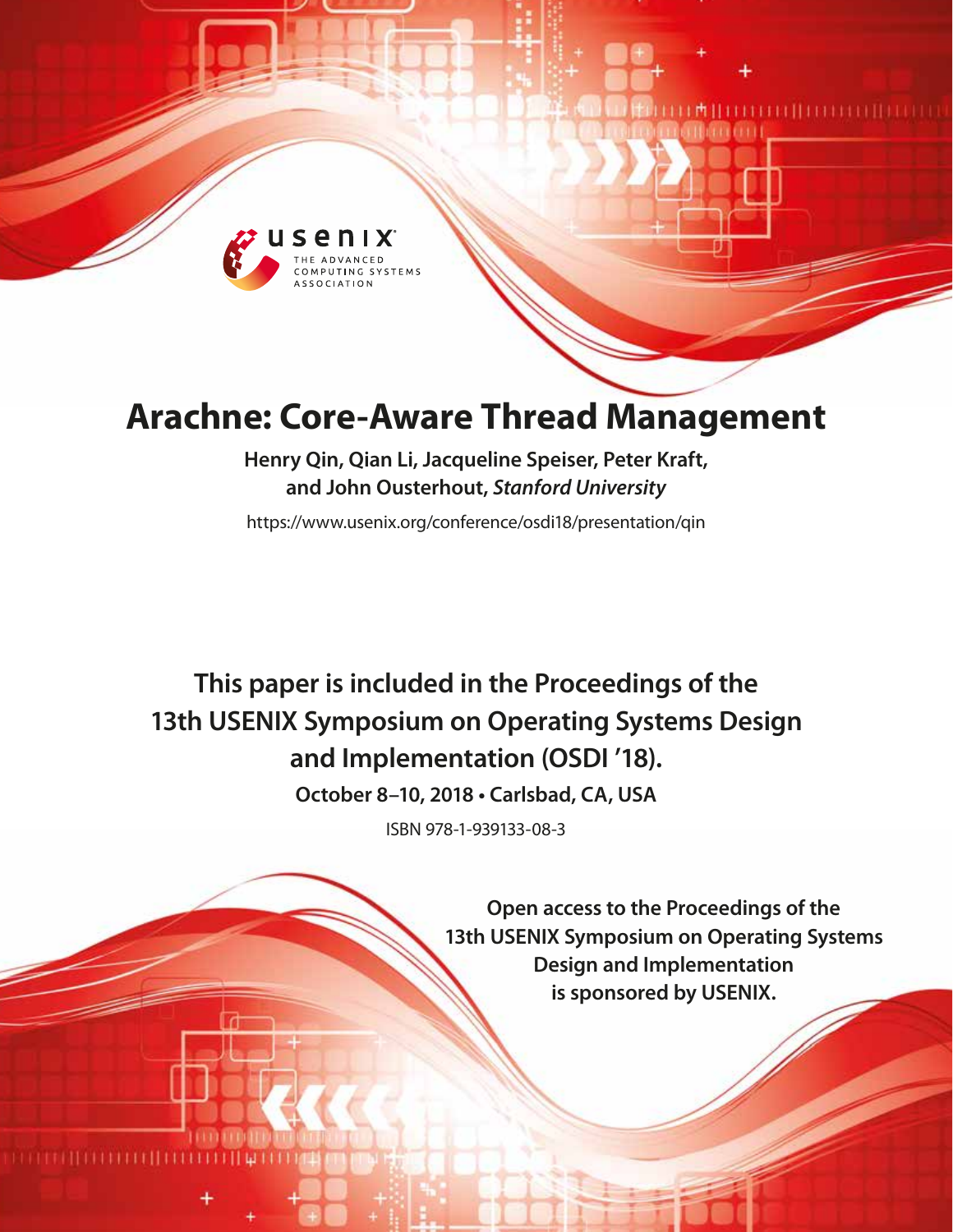# Arachne: Core-Aware Thread Management

**Henry Qin, Qian Li, Jacqueline Speiser, Peter Kraft, and John Ousterhout, *Stanford University***

https://www.usenix.org/conference/osdi18/presentation/qin

**This paper is included in the Proceedings of the 13th USENIX Symposium on Operating Systems Design and Implementation (OSDI '18).**

**October 8–10, 2018 • Carlsbad, CA, USA**

ISBN 978-1-939133-08-3

**Open access to the Proceedings of the 13th USENIX Symposium on Operating Systems Design and Implementation is sponsored by USENIX.**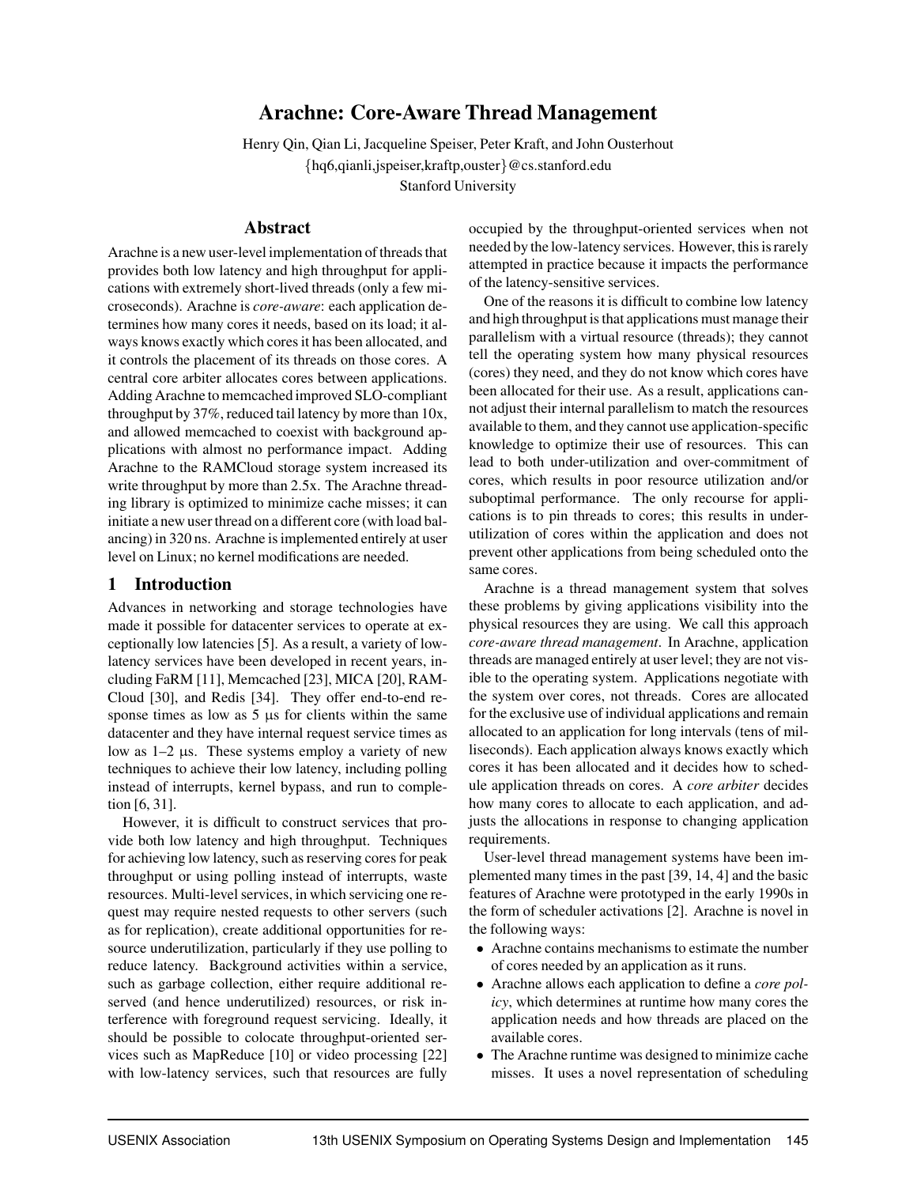# Arachne: Core-Aware Thread Management

Henry Qin, Qian Li, Jacqueline Speiser, Peter Kraft, and John Ousterhout
{hq6,qianli,jspeiser,kraftp,ouster}@cs.stanford.edu
Stanford University

## Abstract

Arachne is a new user-level implementation of threads that provides both low latency and high throughput for applications with extremely short-lived threads (only a few microseconds). Arachne is *core-aware*: each application determines how many cores it needs, based on its load; it always knows exactly which cores it has been allocated, and it controls the placement of its threads on those cores. A central core arbiter allocates cores between applications. Adding Arachne to memcached improved SLO-compliant throughput by 37%, reduced tail latency by more than 10x, and allowed memcached to coexist with background applications with almost no performance impact. Adding Arachne to the RAMCloud storage system increased its write throughput by more than 2.5x. The Arachne threading library is optimized to minimize cache misses; it can initiate a new user thread on a different core (with load balancing) in 320 ns. Arachne is implemented entirely at user level on Linux; no kernel modifications are needed.

## 1 Introduction

Advances in networking and storage technologies have made it possible for datacenter services to operate at exceptionally low latencies [5]. As a result, a variety of low-latency services have been developed in recent years, including FaRM [11], Memcached [23], MICA [20], RAMCloud [30], and Redis [34]. They offer end-to-end response times as low as 5 µs for clients within the same datacenter and they have internal request service times as low as 1–2 µs. These systems employ a variety of new techniques to achieve their low latency, including polling instead of interrupts, kernel bypass, and run to completion [6, 31].

However, it is difficult to construct services that provide both low latency and high throughput. Techniques for achieving low latency, such as reserving cores for peak throughput or using polling instead of interrupts, waste resources. Multi-level services, in which servicing one request may require nested requests to other servers (such as for replication), create additional opportunities for resource underutilization, particularly if they use polling to reduce latency. Background activities within a service, such as garbage collection, either require additional reserved (and hence underutilized) resources, or risk interference with foreground request servicing. Ideally, it should be possible to colocate throughput-oriented services such as MapReduce [10] or video processing [22] with low-latency services, such that resources are fully occupied by the throughput-oriented services when not needed by the low-latency services. However, this is rarely attempted in practice because it impacts the performance of the latency-sensitive services.

One of the reasons it is difficult to combine low latency and high throughput is that applications must manage their parallelism with a virtual resource (threads); they cannot tell the operating system how many physical resources (cores) they need, and they do not know which cores have been allocated for their use. As a result, applications cannot adjust their internal parallelism to match the resources available to them, and they cannot use application-specific knowledge to optimize their use of resources. This can lead to both under-utilization and over-commitment of cores, which results in poor resource utilization and/or suboptimal performance. The only recourse for applications is to pin threads to cores; this results in under-utilization of cores within the application and does not prevent other applications from being scheduled onto the same cores.

Arachne is a thread management system that solves these problems by giving applications visibility into the physical resources they are using. We call this approach *core-aware thread management*. In Arachne, application threads are managed entirely at user level; they are not visible to the operating system. Applications negotiate with the system over cores, not threads. Cores are allocated for the exclusive use of individual applications and remain allocated to an application for long intervals (tens of milliseconds). Each application always knows exactly which cores it has been allocated and it decides how to schedule application threads on cores. A *core arbiter* decides how many cores to allocate to each application, and adjusts the allocations in response to changing application requirements.

User-level thread management systems have been implemented many times in the past [39, 14, 4] and the basic features of Arachne were prototyped in the early 1990s in the form of scheduler activations [2]. Arachne is novel in the following ways:

- Arachne contains mechanisms to estimate the number of cores needed by an application as it runs.
- Arachne allows each application to define a *core policy*, which determines at runtime how many cores the application needs and how threads are placed on the available cores.
- The Arachne runtime was designed to minimize cache misses. It uses a novel representation of scheduling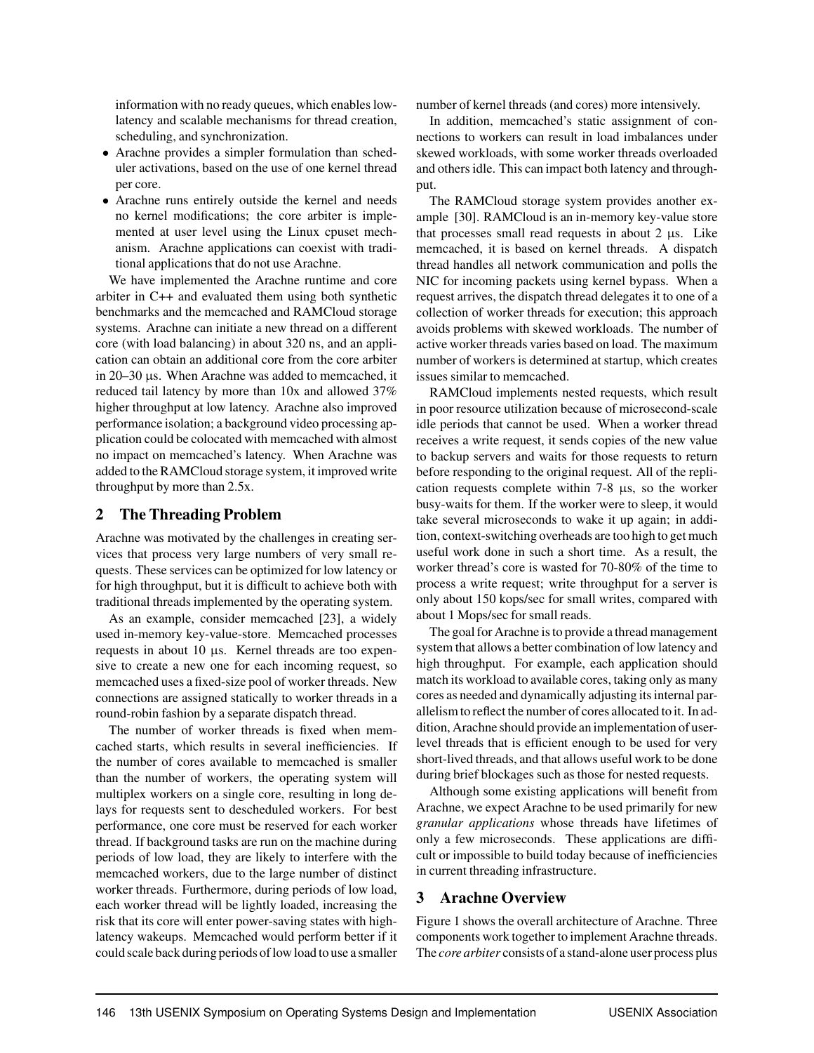information with no ready queues, which enables low-latency and scalable mechanisms for thread creation, scheduling, and synchronization.

- Arachne provides a simpler formulation than scheduler activations, based on the use of one kernel thread per core.
- Arachne runs entirely outside the kernel and needs no kernel modifications; the core arbiter is implemented at user level using the Linux cpuset mechanism. Arachne applications can coexist with traditional applications that do not use Arachne.

We have implemented the Arachne runtime and core arbiter in C++ and evaluated them using both synthetic benchmarks and the memcached and RAMCloud storage systems. Arachne can initiate a new thread on a different core (with load balancing) in about 320 ns, and an application can obtain an additional core from the core arbiter in 20–30 µs. When Arachne was added to memcached, it reduced tail latency by more than 10x and allowed 37% higher throughput at low latency. Arachne also improved performance isolation; a background video processing application could be colocated with memcached with almost no impact on memcached's latency. When Arachne was added to the RAMCloud storage system, it improved write throughput by more than 2.5x.

## 2 The Threading Problem

Arachne was motivated by the challenges in creating services that process very large numbers of very small requests. These services can be optimized for low latency or for high throughput, but it is difficult to achieve both with traditional threads implemented by the operating system.

As an example, consider memcached [23], a widely used in-memory key-value-store. Memcached processes requests in about 10 µs. Kernel threads are too expensive to create a new one for each incoming request, so memcached uses a fixed-size pool of worker threads. New connections are assigned statically to worker threads in a round-robin fashion by a separate dispatch thread.

The number of worker threads is fixed when memcached starts, which results in several inefficiencies. If the number of cores available to memcached is smaller than the number of workers, the operating system will multiplex workers on a single core, resulting in long delays for requests sent to descheduled workers. For best performance, one core must be reserved for each worker thread. If background tasks are run on the machine during periods of low load, they are likely to interfere with the memcached workers, due to the large number of distinct worker threads. Furthermore, during periods of low load, each worker thread will be lightly loaded, increasing the risk that its core will enter power-saving states with high-latency wakeups. Memcached would perform better if it could scale back during periods of low load to use a smaller number of kernel threads (and cores) more intensively.

In addition, memcached's static assignment of connections to workers can result in load imbalances under skewed workloads, with some worker threads overloaded and others idle. This can impact both latency and throughput.

The RAMCloud storage system provides another example [30]. RAMCloud is an in-memory key-value store that processes small read requests in about 2 µs. Like memcached, it is based on kernel threads. A dispatch thread handles all network communication and polls the NIC for incoming packets using kernel bypass. When a request arrives, the dispatch thread delegates it to one of a collection of worker threads for execution; this approach avoids problems with skewed workloads. The number of active worker threads varies based on load. The maximum number of workers is determined at startup, which creates issues similar to memcached.

RAMCloud implements nested requests, which result in poor resource utilization because of microsecond-scale idle periods that cannot be used. When a worker thread receives a write request, it sends copies of the new value to backup servers and waits for those requests to return before responding to the original request. All of the replication requests complete within 7-8 µs, so the worker busy-waits for them. If the worker were to sleep, it would take several microseconds to wake it up again; in addition, context-switching overheads are too high to get much useful work done in such a short time. As a result, the worker thread's core is wasted for 70-80% of the time to process a write request; write throughput for a server is only about 150 kops/sec for small writes, compared with about 1 Mops/sec for small reads.

The goal for Arachne is to provide a thread management system that allows a better combination of low latency and high throughput. For example, each application should match its workload to available cores, taking only as many cores as needed and dynamically adjusting its internal parallelism to reflect the number of cores allocated to it. In addition, Arachne should provide an implementation of user-level threads that is efficient enough to be used for very short-lived threads, and that allows useful work to be done during brief blockages such as those for nested requests.

Although some existing applications will benefit from Arachne, we expect Arachne to be used primarily for new *granular applications* whose threads have lifetimes of only a few microseconds. These applications are difficult or impossible to build today because of inefficiencies in current threading infrastructure.

## 3 Arachne Overview

Figure 1 shows the overall architecture of Arachne. Three components work together to implement Arachne threads. The *core arbiter* consists of a stand-alone user process plus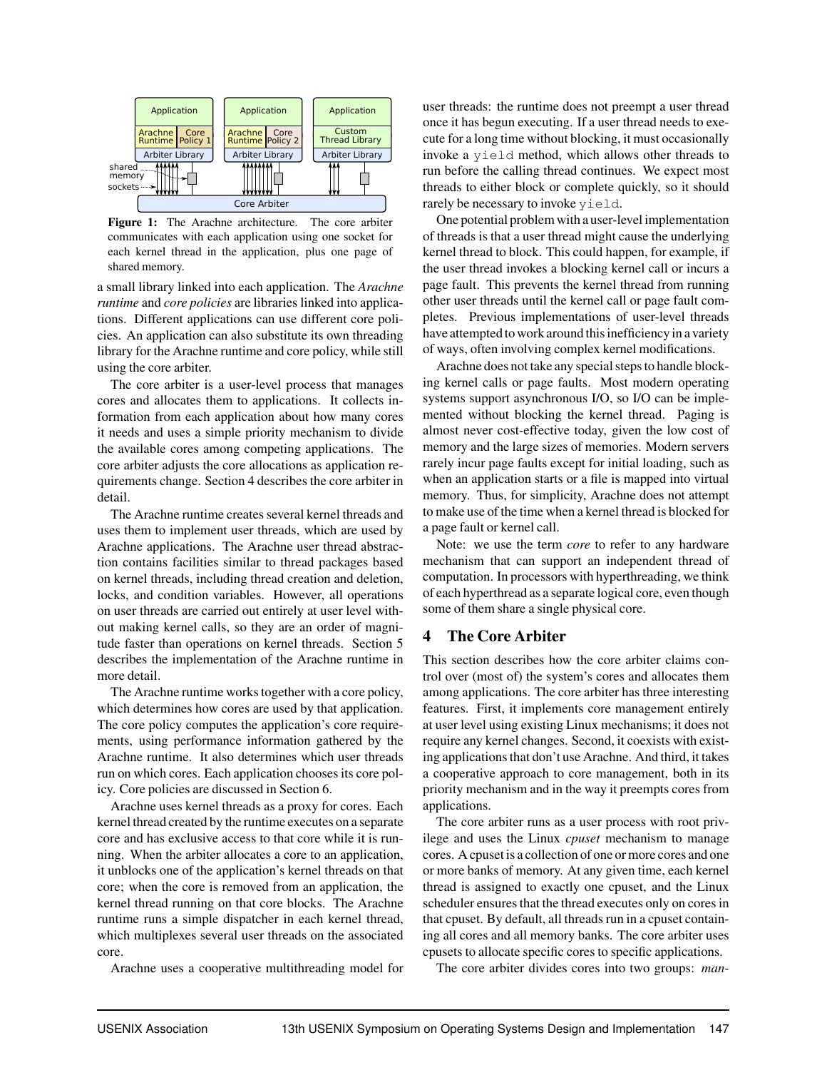**Figure 1:** The Arachne architecture. The core arbiter communicates with each application using one socket for each kernel thread in the application, plus one page of shared memory.

a small library linked into each application. The *Arachne runtime* and *core policies* are libraries linked into applications. Different applications can use different core policies. An application can also substitute its own threading library for the Arachne runtime and core policy, while still using the core arbiter.

The core arbiter is a user-level process that manages cores and allocates them to applications. It collects information from each application about how many cores it needs and uses a simple priority mechanism to divide the available cores among competing applications. The core arbiter adjusts the core allocations as application requirements change. Section 4 describes the core arbiter in detail.

The Arachne runtime creates several kernel threads and uses them to implement user threads, which are used by Arachne applications. The Arachne user thread abstraction contains facilities similar to thread packages based on kernel threads, including thread creation and deletion, locks, and condition variables. However, all operations on user threads are carried out entirely at user level without making kernel calls, so they are an order of magnitude faster than operations on kernel threads. Section 5 describes the implementation of the Arachne runtime in more detail.

The Arachne runtime works together with a core policy, which determines how cores are used by that application. The core policy computes the application's core requirements, using performance information gathered by the Arachne runtime. It also determines which user threads run on which cores. Each application chooses its core policy. Core policies are discussed in Section 6.

Arachne uses kernel threads as a proxy for cores. Each kernel thread created by the runtime executes on a separate core and has exclusive access to that core while it is running. When the arbiter allocates a core to an application, it unblocks one of the application's kernel threads on that core; when the core is removed from an application, the kernel thread running on that core blocks. The Arachne runtime runs a simple dispatcher in each kernel thread, which multiplexes several user threads on the associated core.

Arachne uses a cooperative multithreading model for user threads: the runtime does not preempt a user thread once it has begun executing. If a user thread needs to execute for a long time without blocking, it must occasionally invoke a `yield` method, which allows other threads to run before the calling thread continues. We expect most threads to either block or complete quickly, so it should rarely be necessary to invoke `yield`.

One potential problem with a user-level implementation of threads is that a user thread might cause the underlying kernel thread to block. This could happen, for example, if the user thread invokes a blocking kernel call or incurs a page fault. This prevents the kernel thread from running other user threads until the kernel call or page fault completes. Previous implementations of user-level threads have attempted to work around this inefficiency in a variety of ways, often involving complex kernel modifications.

Arachne does not take any special steps to handle blocking kernel calls or page faults. Most modern operating systems support asynchronous I/O, so I/O can be implemented without blocking the kernel thread. Paging is almost never cost-effective today, given the low cost of memory and the large sizes of memories. Modern servers rarely incur page faults except for initial loading, such as when an application starts or a file is mapped into virtual memory. Thus, for simplicity, Arachne does not attempt to make use of the time when a kernel thread is blocked for a page fault or kernel call.

Note: we use the term *core* to refer to any hardware mechanism that can support an independent thread of computation. In processors with hyperthreading, we think of each hyperthread as a separate logical core, even though some of them share a single physical core.

## 4 The Core Arbiter

This section describes how the core arbiter claims control over (most of) the system's cores and allocates them among applications. The core arbiter has three interesting features. First, it implements core management entirely at user level using existing Linux mechanisms; it does not require any kernel changes. Second, it coexists with existing applications that don't use Arachne. And third, it takes a cooperative approach to core management, both in its priority mechanism and in the way it preempts cores from applications.

The core arbiter runs as a user process with root privilege and uses the Linux *cpuset* mechanism to manage cores. A cpuset is a collection of one or more cores and one or more banks of memory. At any given time, each kernel thread is assigned to exactly one cpuset, and the Linux scheduler ensures that the thread executes only on cores in that cpuset. By default, all threads run in a cpuset containing all cores and all memory banks. The core arbiter uses cpusets to allocate specific cores to specific applications.

The core arbiter divides cores into two groups: *man-*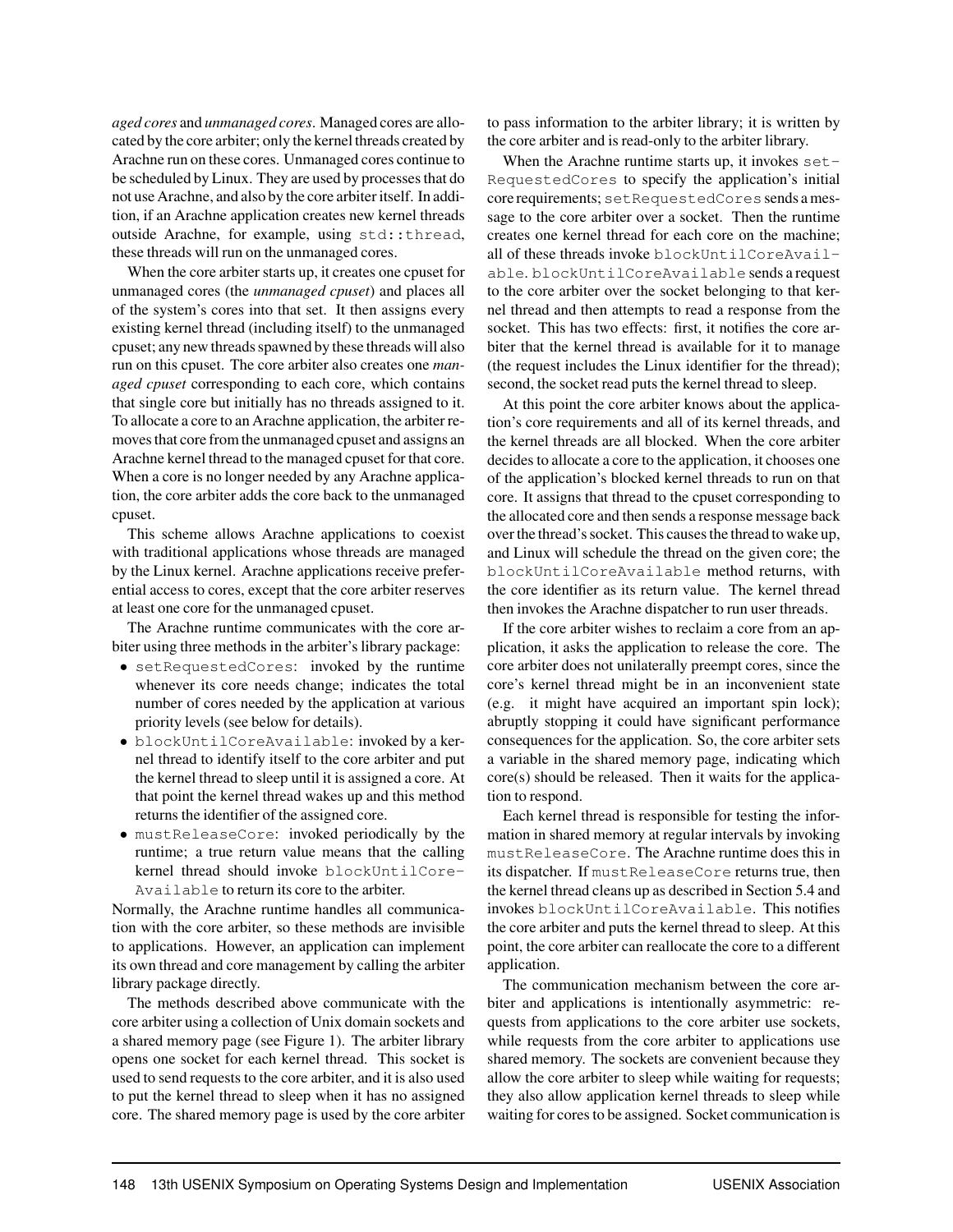*aged cores* and *unmanaged cores*. Managed cores are allocated by the core arbiter; only the kernel threads created by Arachne run on these cores. Unmanaged cores continue to be scheduled by Linux. They are used by processes that do not use Arachne, and also by the core arbiter itself. In addition, if an Arachne application creates new kernel threads outside Arachne, for example, using `std::thread`, these threads will run on the unmanaged cores.

When the core arbiter starts up, it creates one cpuset for unmanaged cores (the *unmanaged cpuset*) and places all of the system's cores into that set. It then assigns every existing kernel thread (including itself) to the unmanaged cpuset; any new threads spawned by these threads will also run on this cpuset. The core arbiter also creates one *managed cpuset* corresponding to each core, which contains that single core but initially has no threads assigned to it. To allocate a core to an Arachne application, the arbiter removes that core from the unmanaged cpuset and assigns an Arachne kernel thread to the managed cpuset for that core. When a core is no longer needed by any Arachne application, the core arbiter adds the core back to the unmanaged cpuset.

This scheme allows Arachne applications to coexist with traditional applications whose threads are managed by the Linux kernel. Arachne applications receive preferential access to cores, except that the core arbiter reserves at least one core for the unmanaged cpuset.

The Arachne runtime communicates with the core arbiter using three methods in the arbiter's library package:

- `setRequestedCores`: invoked by the runtime whenever its core needs change; indicates the total number of cores needed by the application at various priority levels (see below for details).
- `blockUntilCoreAvailable`: invoked by a kernel thread to identify itself to the core arbiter and put the kernel thread to sleep until it is assigned a core. At that point the kernel thread wakes up and this method returns the identifier of the assigned core.
- `mustReleaseCore`: invoked periodically by the runtime; a true return value means that the calling kernel thread should invoke `blockUntilCoreAvailable` to return its core to the arbiter.

Normally, the Arachne runtime handles all communication with the core arbiter, so these methods are invisible to applications. However, an application can implement its own thread and core management by calling the arbiter library package directly.

The methods described above communicate with the core arbiter using a collection of Unix domain sockets and a shared memory page (see Figure 1). The arbiter library opens one socket for each kernel thread. This socket is used to send requests to the core arbiter, and it is also used to put the kernel thread to sleep when it has no assigned core. The shared memory page is used by the core arbiter to pass information to the arbiter library; it is written by the core arbiter and is read-only to the arbiter library.

When the Arachne runtime starts up, it invokes `setRequestedCores` to specify the application's initial core requirements; `setRequestedCores` sends a message to the core arbiter over a socket. Then the runtime creates one kernel thread for each core on the machine; all of these threads invoke `blockUntilCoreAvailable`. `blockUntilCoreAvailable` sends a request to the core arbiter over the socket belonging to that kernel thread and then attempts to read a response from the socket. This has two effects: first, it notifies the core arbiter that the kernel thread is available for it to manage (the request includes the Linux identifier for the thread); second, the socket read puts the kernel thread to sleep.

At this point the core arbiter knows about the application's core requirements and all of its kernel threads, and the kernel threads are all blocked. When the core arbiter decides to allocate a core to the application, it chooses one of the application's blocked kernel threads to run on that core. It assigns that thread to the cpuset corresponding to the allocated core and then sends a response message back over the thread's socket. This causes the thread to wake up, and Linux will schedule the thread on the given core; the `blockUntilCoreAvailable` method returns, with the core identifier as its return value. The kernel thread then invokes the Arachne dispatcher to run user threads.

If the core arbiter wishes to reclaim a core from an application, it asks the application to release the core. The core arbiter does not unilaterally preempt cores, since the core's kernel thread might be in an inconvenient state (e.g. it might have acquired an important spin lock); abruptly stopping it could have significant performance consequences for the application. So, the core arbiter sets a variable in the shared memory page, indicating which core(s) should be released. Then it waits for the application to respond.

Each kernel thread is responsible for testing the information in shared memory at regular intervals by invoking `mustReleaseCore`. The Arachne runtime does this in its dispatcher. If `mustReleaseCore` returns true, then the kernel thread cleans up as described in Section 5.4 and invokes `blockUntilCoreAvailable`. This notifies the core arbiter and puts the kernel thread to sleep. At this point, the core arbiter can reallocate the core to a different application.

The communication mechanism between the core arbiter and applications is intentionally asymmetric: requests from applications to the core arbiter use sockets, while requests from the core arbiter to applications use shared memory. The sockets are convenient because they allow the core arbiter to sleep while waiting for requests; they also allow application kernel threads to sleep while waiting for cores to be assigned. Socket communication is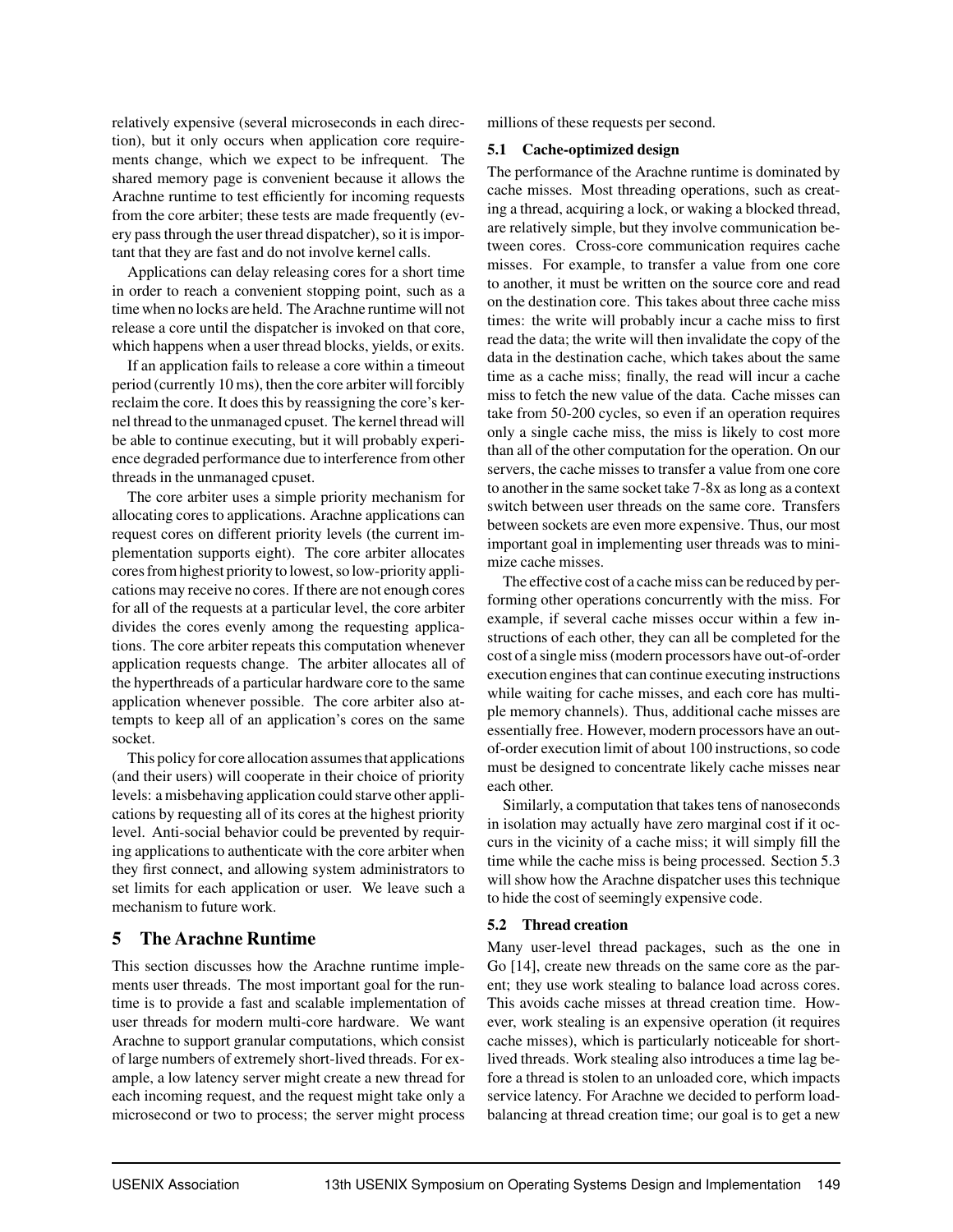relatively expensive (several microseconds in each direction), but it only occurs when application core requirements change, which we expect to be infrequent. The shared memory page is convenient because it allows the Arachne runtime to test efficiently for incoming requests from the core arbiter; these tests are made frequently (every pass through the user thread dispatcher), so it is important that they are fast and do not involve kernel calls.

Applications can delay releasing cores for a short time in order to reach a convenient stopping point, such as a time when no locks are held. The Arachne runtime will not release a core until the dispatcher is invoked on that core, which happens when a user thread blocks, yields, or exits.

If an application fails to release a core within a timeout period (currently 10 ms), then the core arbiter will forcibly reclaim the core. It does this by reassigning the core's kernel thread to the unmanaged cpuset. The kernel thread will be able to continue executing, but it will probably experience degraded performance due to interference from other threads in the unmanaged cpuset.

The core arbiter uses a simple priority mechanism for allocating cores to applications. Arachne applications can request cores on different priority levels (the current implementation supports eight). The core arbiter allocates cores from highest priority to lowest, so low-priority applications may receive no cores. If there are not enough cores for all of the requests at a particular level, the core arbiter divides the cores evenly among the requesting applications. The core arbiter repeats this computation whenever application requests change. The arbiter allocates all of the hyperthreads of a particular hardware core to the same application whenever possible. The core arbiter also attempts to keep all of an application's cores on the same socket.

This policy for core allocation assumes that applications (and their users) will cooperate in their choice of priority levels: a misbehaving application could starve other applications by requesting all of its cores at the highest priority level. Anti-social behavior could be prevented by requiring applications to authenticate with the core arbiter when they first connect, and allowing system administrators to set limits for each application or user. We leave such a mechanism to future work.

## 5 The Arachne Runtime

This section discusses how the Arachne runtime implements user threads. The most important goal for the runtime is to provide a fast and scalable implementation of user threads for modern multi-core hardware. We want Arachne to support granular computations, which consist of large numbers of extremely short-lived threads. For example, a low latency server might create a new thread for each incoming request, and the request might take only a microsecond or two to process; the server might process millions of these requests per second.

### 5.1 Cache-optimized design

The performance of the Arachne runtime is dominated by cache misses. Most threading operations, such as creating a thread, acquiring a lock, or waking a blocked thread, are relatively simple, but they involve communication between cores. Cross-core communication requires cache misses. For example, to transfer a value from one core to another, it must be written on the source core and read on the destination core. This takes about three cache miss times: the write will probably incur a cache miss to first read the data; the write will then invalidate the copy of the data in the destination cache, which takes about the same time as a cache miss; finally, the read will incur a cache miss to fetch the new value of the data. Cache misses can take from 50-200 cycles, so even if an operation requires only a single cache miss, the miss is likely to cost more than all of the other computation for the operation. On our servers, the cache misses to transfer a value from one core to another in the same socket take 7-8x as long as a context switch between user threads on the same core. Transfers between sockets are even more expensive. Thus, our most important goal in implementing user threads was to minimize cache misses.

The effective cost of a cache miss can be reduced by performing other operations concurrently with the miss. For example, if several cache misses occur within a few instructions of each other, they can all be completed for the cost of a single miss (modern processors have out-of-order execution engines that can continue executing instructions while waiting for cache misses, and each core has multiple memory channels). Thus, additional cache misses are essentially free. However, modern processors have an out-of-order execution limit of about 100 instructions, so code must be designed to concentrate likely cache misses near each other.

Similarly, a computation that takes tens of nanoseconds in isolation may actually have zero marginal cost if it occurs in the vicinity of a cache miss; it will simply fill the time while the cache miss is being processed. Section 5.3 will show how the Arachne dispatcher uses this technique to hide the cost of seemingly expensive code.

### 5.2 Thread creation

Many user-level thread packages, such as the one in Go [14], create new threads on the same core as the parent; they use work stealing to balance load across cores. This avoids cache misses at thread creation time. However, work stealing is an expensive operation (it requires cache misses), which is particularly noticeable for short-lived threads. Work stealing also introduces a time lag before a thread is stolen to an unloaded core, which impacts service latency. For Arachne we decided to perform load-balancing at thread creation time; our goal is to get a new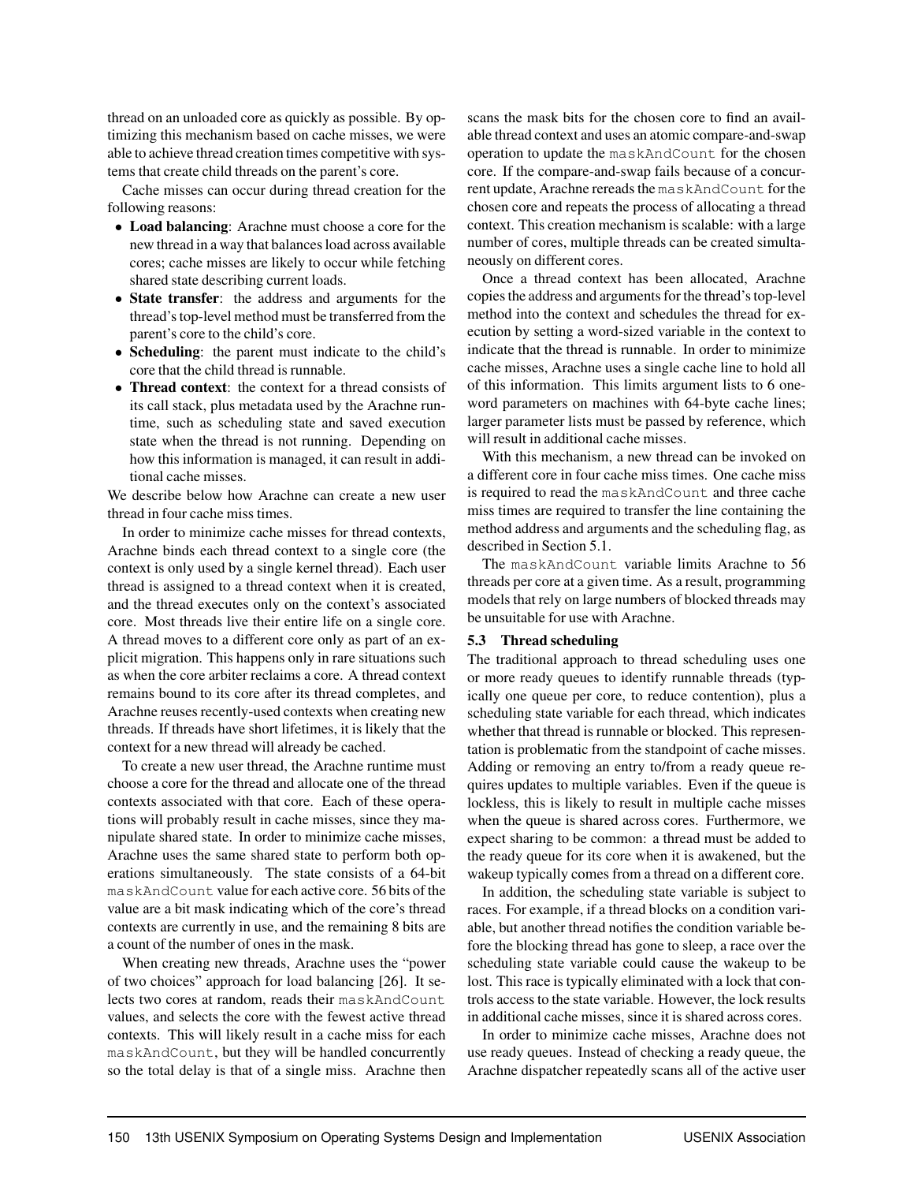thread on an unloaded core as quickly as possible. By optimizing this mechanism based on cache misses, we were able to achieve thread creation times competitive with systems that create child threads on the parent's core.

Cache misses can occur during thread creation for the following reasons:

- **Load balancing**: Arachne must choose a core for the new thread in a way that balances load across available cores; cache misses are likely to occur while fetching shared state describing current loads.
- **State transfer**: the address and arguments for the thread's top-level method must be transferred from the parent's core to the child's core.
- **Scheduling**: the parent must indicate to the child's core that the child thread is runnable.
- **Thread context**: the context for a thread consists of its call stack, plus metadata used by the Arachne runtime, such as scheduling state and saved execution state when the thread is not running. Depending on how this information is managed, it can result in additional cache misses.

We describe below how Arachne can create a new user thread in four cache miss times.

In order to minimize cache misses for thread contexts, Arachne binds each thread context to a single core (the context is only used by a single kernel thread). Each user thread is assigned to a thread context when it is created, and the thread executes only on the context's associated core. Most threads live their entire life on a single core. A thread moves to a different core only as part of an explicit migration. This happens only in rare situations such as when the core arbiter reclaims a core. A thread context remains bound to its core after its thread completes, and Arachne reuses recently-used contexts when creating new threads. If threads have short lifetimes, it is likely that the context for a new thread will already be cached.

To create a new user thread, the Arachne runtime must choose a core for the thread and allocate one of the thread contexts associated with that core. Each of these operations will probably result in cache misses, since they manipulate shared state. In order to minimize cache misses, Arachne uses the same shared state to perform both operations simultaneously. The state consists of a 64-bit `maskAndCount` value for each active core. 56 bits of the value are a bit mask indicating which of the core's thread contexts are currently in use, and the remaining 8 bits are a count of the number of ones in the mask.

When creating new threads, Arachne uses the "power of two choices" approach for load balancing [26]. It selects two cores at random, reads their `maskAndCount` values, and selects the core with the fewest active thread contexts. This will likely result in a cache miss for each `maskAndCount`, but they will be handled concurrently so the total delay is that of a single miss. Arachne then scans the mask bits for the chosen core to find an available thread context and uses an atomic compare-and-swap operation to update the `maskAndCount` for the chosen core. If the compare-and-swap fails because of a concurrent update, Arachne rereads the `maskAndCount` for the chosen core and repeats the process of allocating a thread context. This creation mechanism is scalable: with a large number of cores, multiple threads can be created simultaneously on different cores.

Once a thread context has been allocated, Arachne copies the address and arguments for the thread's top-level method into the context and schedules the thread for execution by setting a word-sized variable in the context to indicate that the thread is runnable. In order to minimize cache misses, Arachne uses a single cache line to hold all of this information. This limits argument lists to 6 one-word parameters on machines with 64-byte cache lines; larger parameter lists must be passed by reference, which will result in additional cache misses.

With this mechanism, a new thread can be invoked on a different core in four cache miss times. One cache miss is required to read the `maskAndCount` and three cache miss times are required to transfer the line containing the method address and arguments and the scheduling flag, as described in Section 5.1.

The `maskAndCount` variable limits Arachne to 56 threads per core at a given time. As a result, programming models that rely on large numbers of blocked threads may be unsuitable for use with Arachne.

### 5.3 Thread scheduling

The traditional approach to thread scheduling uses one or more ready queues to identify runnable threads (typically one queue per core, to reduce contention), plus a scheduling state variable for each thread, which indicates whether that thread is runnable or blocked. This representation is problematic from the standpoint of cache misses. Adding or removing an entry to/from a ready queue requires updates to multiple variables. Even if the queue is lockless, this is likely to result in multiple cache misses when the queue is shared across cores. Furthermore, we expect sharing to be common: a thread must be added to the ready queue for its core when it is awakened, but the wakeup typically comes from a thread on a different core.

In addition, the scheduling state variable is subject to races. For example, if a thread blocks on a condition variable, but another thread notifies the condition variable before the blocking thread has gone to sleep, a race over the scheduling state variable could cause the wakeup to be lost. This race is typically eliminated with a lock that controls access to the state variable. However, the lock results in additional cache misses, since it is shared across cores.

In order to minimize cache misses, Arachne does not use ready queues. Instead of checking a ready queue, the Arachne dispatcher repeatedly scans all of the active user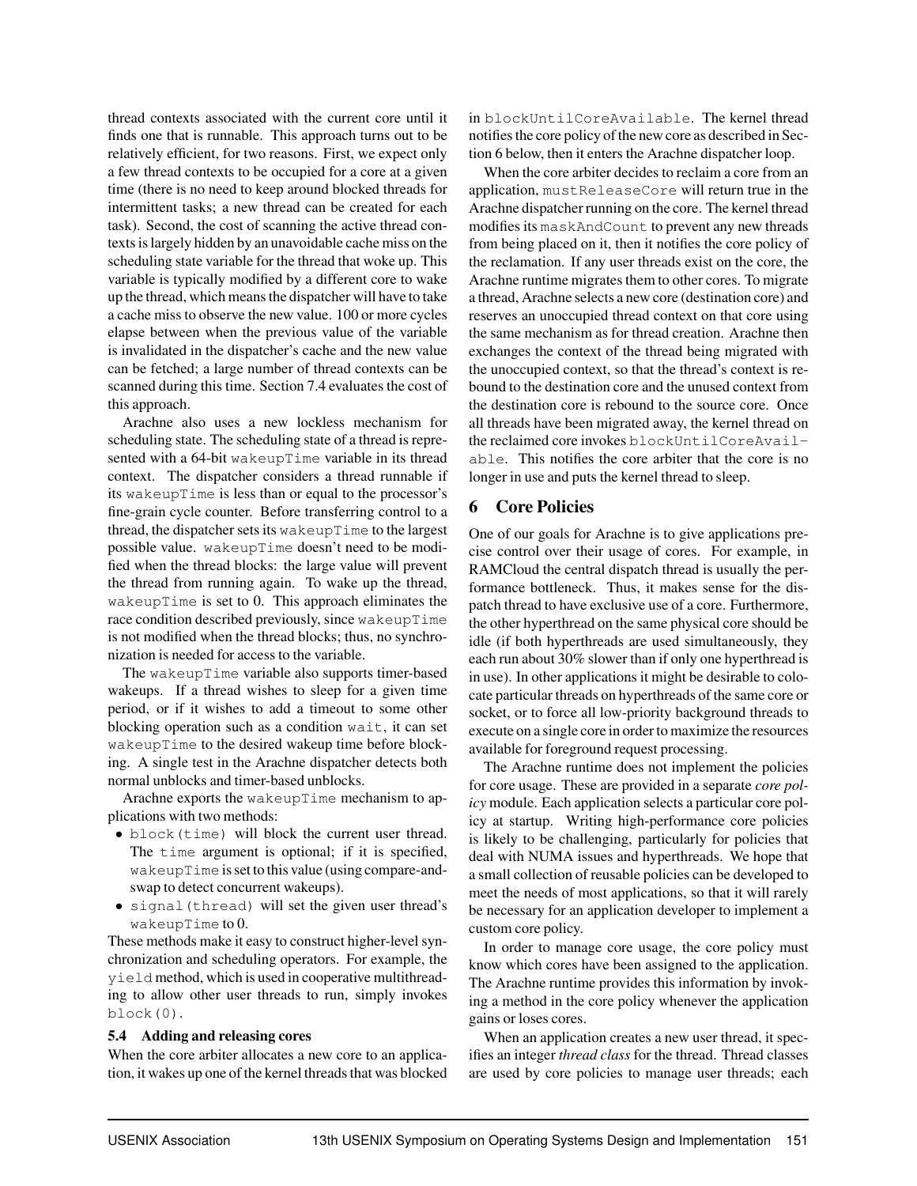thread contexts associated with the current core until it finds one that is runnable. This approach turns out to be relatively efficient, for two reasons. First, we expect only a few thread contexts to be occupied for a core at a given time (there is no need to keep around blocked threads for intermittent tasks; a new thread can be created for each task). Second, the cost of scanning the active thread contexts is largely hidden by an unavoidable cache miss on the scheduling state variable for the thread that woke up. This variable is typically modified by a different core to wake up the thread, which means the dispatcher will have to take a cache miss to observe the new value. 100 or more cycles elapse between when the previous value of the variable is invalidated in the dispatcher's cache and the new value can be fetched; a large number of thread contexts can be scanned during this time. Section 7.4 evaluates the cost of this approach.

Arachne also uses a new lockless mechanism for scheduling state. The scheduling state of a thread is represented with a 64-bit `wakeupTime` variable in its thread context. The dispatcher considers a thread runnable if its `wakeupTime` is less than or equal to the processor's fine-grain cycle counter. Before transferring control to a thread, the dispatcher sets its `wakeupTime` to the largest possible value. `wakeupTime` doesn't need to be modified when the thread blocks: the large value will prevent the thread from running again. To wake up the thread, `wakeupTime` is set to 0. This approach eliminates the race condition described previously, since `wakeupTime` is not modified when the thread blocks; thus, no synchronization is needed for access to the variable.

The `wakeupTime` variable also supports timer-based wakeups. If a thread wishes to sleep for a given time period, or if it wishes to add a timeout to some other blocking operation such as a condition `wait`, it can set `wakeupTime` to the desired wakeup time before blocking. A single test in the Arachne dispatcher detects both normal unblocks and timer-based unblocks.

Arachne exports the `wakeupTime` mechanism to applications with two methods:

- `block(time)` will block the current user thread. The `time` argument is optional; if it is specified, `wakeupTime` is set to this value (using compare-and-swap to detect concurrent wakeups).
- `signal(thread)` will set the given user thread's `wakeupTime` to 0.

These methods make it easy to construct higher-level synchronization and scheduling operators. For example, the `yield` method, which is used in cooperative multithreading to allow other user threads to run, simply invokes `block(0)`.

### 5.4 Adding and releasing cores

When the core arbiter allocates a new core to an application, it wakes up one of the kernel threads that was blocked in `blockUntilCoreAvailable`. The kernel thread notifies the core policy of the new core as described in Section 6 below, then it enters the Arachne dispatcher loop.

When the core arbiter decides to reclaim a core from an application, `mustReleaseCore` will return true in the Arachne dispatcher running on the core. The kernel thread modifies its `maskAndCount` to prevent any new threads from being placed on it, then it notifies the core policy of the reclamation. If any user threads exist on the core, the Arachne runtime migrates them to other cores. To migrate a thread, Arachne selects a new core (destination core) and reserves an unoccupied thread context on that core using the same mechanism as for thread creation. Arachne then exchanges the context of the thread being migrated with the unoccupied context, so that the thread's context is rebound to the destination core and the unused context from the destination core is rebound to the source core. Once all threads have been migrated away, the kernel thread on the reclaimed core invokes `blockUntilCoreAvailable`. This notifies the core arbiter that the core is no longer in use and puts the kernel thread to sleep.

## 6 Core Policies

One of our goals for Arachne is to give applications precise control over their usage of cores. For example, in RAMCloud the central dispatch thread is usually the performance bottleneck. Thus, it makes sense for the dispatch thread to have exclusive use of a core. Furthermore, the other hyperthread on the same physical core should be idle (if both hyperthreads are used simultaneously, they each run about 30% slower than if only one hyperthread is in use). In other applications it might be desirable to colocate particular threads on hyperthreads of the same core or socket, or to force all low-priority background threads to execute on a single core in order to maximize the resources available for foreground request processing.

The Arachne runtime does not implement the policies for core usage. These are provided in a separate *core policy* module. Each application selects a particular core policy at startup. Writing high-performance core policies is likely to be challenging, particularly for policies that deal with NUMA issues and hyperthreads. We hope that a small collection of reusable policies can be developed to meet the needs of most applications, so that it will rarely be necessary for an application developer to implement a custom core policy.

In order to manage core usage, the core policy must know which cores have been assigned to the application. The Arachne runtime provides this information by invoking a method in the core policy whenever the application gains or loses cores.

When an application creates a new user thread, it specifies an integer *thread class* for the thread. Thread classes are used by core policies to manage user threads; each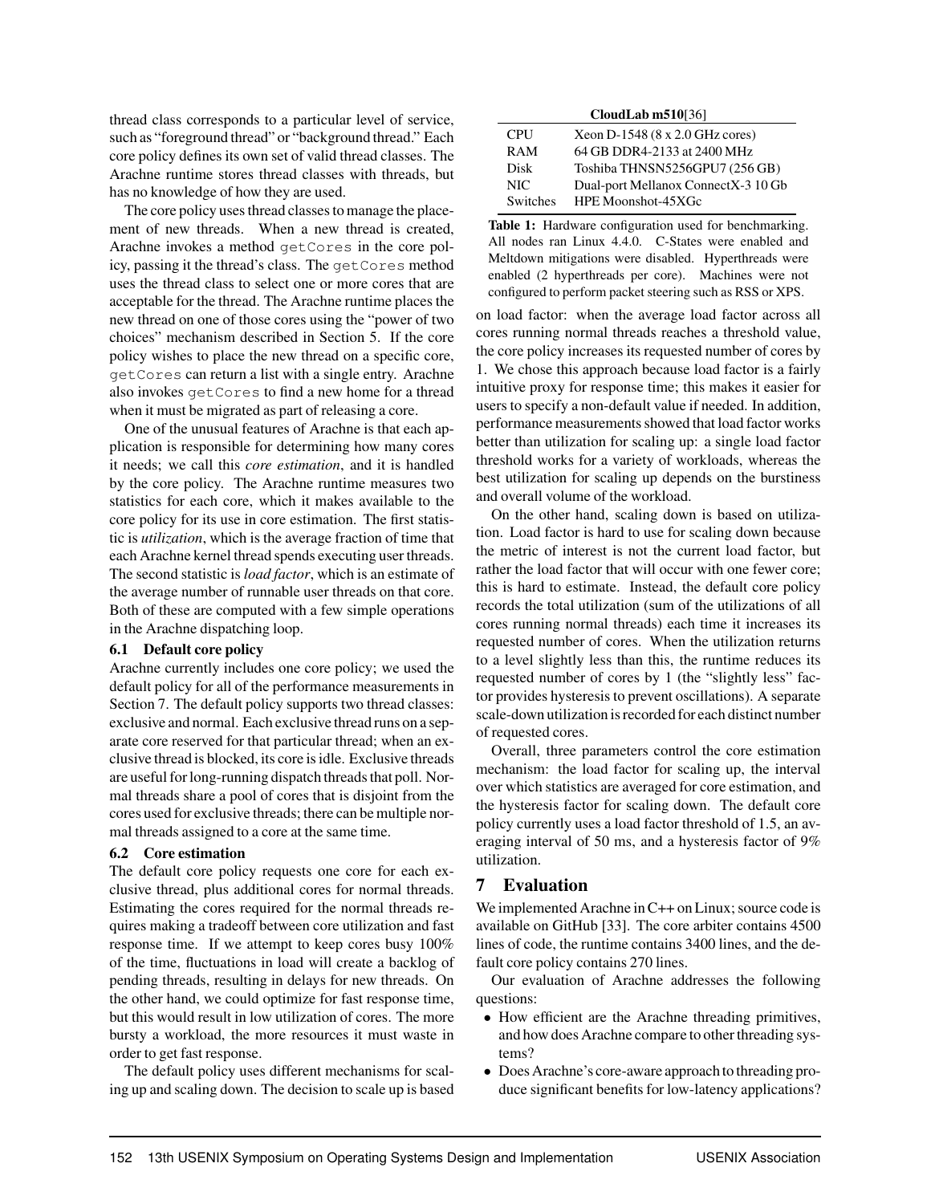thread class corresponds to a particular level of service, such as "foreground thread" or "background thread." Each core policy defines its own set of valid thread classes. The Arachne runtime stores thread classes with threads, but has no knowledge of how they are used.

The core policy uses thread classes to manage the placement of new threads. When a new thread is created, Arachne invokes a method `getCores` in the core policy, passing it the thread's class. The `getCores` method uses the thread class to select one or more cores that are acceptable for the thread. The Arachne runtime places the new thread on one of those cores using the "power of two choices" mechanism described in Section 5. If the core policy wishes to place the new thread on a specific core, `getCores` can return a list with a single entry. Arachne also invokes `getCores` to find a new home for a thread when it must be migrated as part of releasing a core.

One of the unusual features of Arachne is that each application is responsible for determining how many cores it needs; we call this *core estimation*, and it is handled by the core policy. The Arachne runtime measures two statistics for each core, which it makes available to the core policy for its use in core estimation. The first statistic is *utilization*, which is the average fraction of time that each Arachne kernel thread spends executing user threads. The second statistic is *load factor*, which is an estimate of the average number of runnable user threads on that core. Both of these are computed with a few simple operations in the Arachne dispatching loop.

### 6.1 Default core policy

Arachne currently includes one core policy; we used the default policy for all of the performance measurements in Section 7. The default policy supports two thread classes: exclusive and normal. Each exclusive thread runs on a separate core reserved for that particular thread; when an exclusive thread is blocked, its core is idle. Exclusive threads are useful for long-running dispatch threads that poll. Normal threads share a pool of cores that is disjoint from the cores used for exclusive threads; there can be multiple normal threads assigned to a core at the same time.

### 6.2 Core estimation

The default core policy requests one core for each exclusive thread, plus additional cores for normal threads. Estimating the cores required for the normal threads requires making a tradeoff between core utilization and fast response time. If we attempt to keep cores busy 100% of the time, fluctuations in load will create a backlog of pending threads, resulting in delays for new threads. On the other hand, we could optimize for fast response time, but this would result in low utilization of cores. The more bursty a workload, the more resources it must waste in order to get fast response.

The default policy uses different mechanisms for scaling up and scaling down. The decision to scale up is based on load factor: when the average load factor across all cores running normal threads reaches a threshold value, the core policy increases its requested number of cores by 1. We chose this approach because load factor is a fairly intuitive proxy for response time; this makes it easier for users to specify a non-default value if needed. In addition, performance measurements showed that load factor works better than utilization for scaling up: a single load factor threshold works for a variety of workloads, whereas the best utilization for scaling up depends on the burstiness and overall volume of the workload.

On the other hand, scaling down is based on utilization. Load factor is hard to use for scaling down because the metric of interest is not the current load factor, but rather the load factor that will occur with one fewer core; this is hard to estimate. Instead, the default core policy records the total utilization (sum of the utilizations of all cores running normal threads) each time it increases its requested number of cores. When the utilization returns to a level slightly less than this, the runtime reduces its requested number of cores by 1 (the "slightly less" factor provides hysteresis to prevent oscillations). A separate scale-down utilization is recorded for each distinct number of requested cores.

Overall, three parameters control the core estimation mechanism: the load factor for scaling up, the interval over which statistics are averaged for core estimation, and the hysteresis factor for scaling down. The default core policy currently uses a load factor threshold of 1.5, an averaging interval of 50 ms, and a hysteresis factor of 9% utilization.

| **CloudLab m510**[36] | |
|---|---|
| CPU | Xeon D-1548 (8 x 2.0 GHz cores) |
| RAM | 64 GB DDR4-2133 at 2400 MHz |
| Disk | Toshiba THNSN5256GPU7 (256 GB) |
| NIC | Dual-port Mellanox ConnectX-3 10 Gb |
| Switches | HPE Moonshot-45XGc |

**Table 1:** Hardware configuration used for benchmarking. All nodes ran Linux 4.4.0. C-States were enabled and Meltdown mitigations were disabled. Hyperthreads were enabled (2 hyperthreads per core). Machines were not configured to perform packet steering such as RSS or XPS.

## 7 Evaluation

We implemented Arachne in C++ on Linux; source code is available on GitHub [33]. The core arbiter contains 4500 lines of code, the runtime contains 3400 lines, and the default core policy contains 270 lines.

Our evaluation of Arachne addresses the following questions:

- How efficient are the Arachne threading primitives, and how does Arachne compare to other threading systems?
- Does Arachne's core-aware approach to threading produce significant benefits for low-latency applications?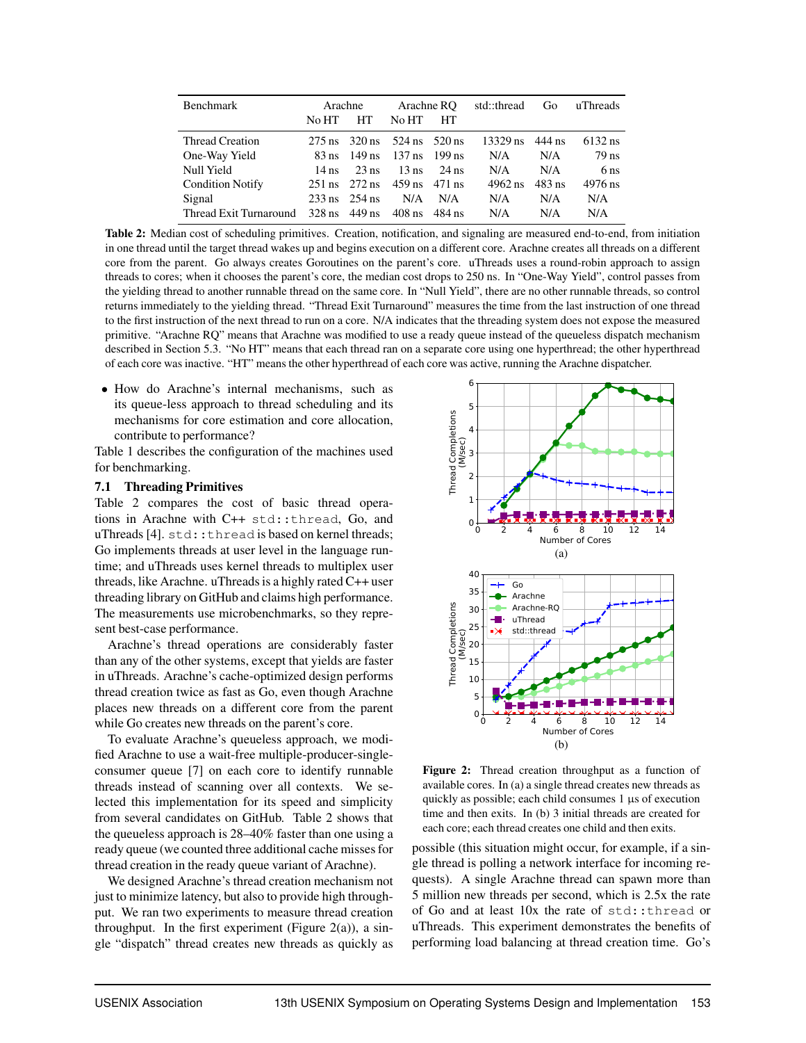| Benchmark | Arachne | | Arachne RQ | | std::thread | Go | uThreads |
|---|---|---|---|---|---|---|---|
| | No HT | HT | No HT | HT | | | |
| Thread Creation | 275 ns | 320 ns | 524 ns | 520 ns | 13329 ns | 444 ns | 6132 ns |
| One-Way Yield | 83 ns | 149 ns | 137 ns | 199 ns | N/A | N/A | 79 ns |
| Null Yield | 14 ns | 23 ns | 13 ns | 24 ns | N/A | N/A | 6 ns |
| Condition Notify | 251 ns | 272 ns | 459 ns | 471 ns | 4962 ns | 483 ns | 4976 ns |
| Signal | 233 ns | 254 ns | N/A | N/A | N/A | N/A | N/A |
| Thread Exit Turnaround | 328 ns | 449 ns | 408 ns | 484 ns | N/A | N/A | N/A |

**Table 2:** Median cost of scheduling primitives. Creation, notification, and signaling are measured end-to-end, from initiation in one thread until the target thread wakes up and begins execution on a different core. Arachne creates all threads on a different core from the parent. Go always creates Goroutines on the parent's core. uThreads uses a round-robin approach to assign threads to cores; when it chooses the parent's core, the median cost drops to 250 ns. In "One-Way Yield", control passes from the yielding thread to another runnable thread on the same core. In "Null Yield", there are no other runnable threads, so control returns immediately to the yielding thread. "Thread Exit Turnaround" measures the time from the last instruction of one thread to the first instruction of the next thread to run on a core. N/A indicates that the threading system does not expose the measured primitive. "Arachne RQ" means that Arachne was modified to use a ready queue instead of the queueless dispatch mechanism described in Section 5.3. "No HT" means that each thread ran on a separate core using one hyperthread; the other hyperthread of each core was inactive. "HT" means the other hyperthread of each core was active, running the Arachne dispatcher.

- How do Arachne's internal mechanisms, such as its queue-less approach to thread scheduling and its mechanisms for core estimation and core allocation, contribute to performance?

Table 1 describes the configuration of the machines used for benchmarking.

## 7.1 Threading Primitives

Table 2 compares the cost of basic thread operations in Arachne with C++ `std::thread`, Go, and uThreads [4]. `std::thread` is based on kernel threads; Go implements threads at user level in the language runtime; and uThreads uses kernel threads to multiplex user threads, like Arachne. uThreads is a highly rated C++ user threading library on GitHub and claims high performance. The measurements use microbenchmarks, so they represent best-case performance.

Arachne's thread operations are considerably faster than any of the other systems, except that yields are faster in uThreads. Arachne's cache-optimized design performs thread creation twice as fast as Go, even though Arachne places new threads on a different core from the parent while Go creates new threads on the parent's core.

To evaluate Arachne's queueless approach, we modified Arachne to use a wait-free multiple-producer-single-consumer queue [7] on each core to identify runnable threads instead of scanning over all contexts. We selected this implementation for its speed and simplicity from several candidates on GitHub. Table 2 shows that the queueless approach is 28–40% faster than one using a ready queue (we counted three additional cache misses for thread creation in the ready queue variant of Arachne).

We designed Arachne's thread creation mechanism not just to minimize latency, but also to provide high throughput. We ran two experiments to measure thread creation throughput. In the first experiment (Figure 2(a)), a single "dispatch" thread creates new threads as quickly as possible (this situation might occur, for example, if a single thread is polling a network interface for incoming requests). A single Arachne thread can spawn more than 5 million new threads per second, which is 2.5x the rate of Go and at least 10x the rate of `std::thread` or uThreads. This experiment demonstrates the benefits of performing load balancing at thread creation time. Go's

**Figure 2:** Thread creation throughput as a function of available cores. In (a) a single thread creates new threads as quickly as possible; each child consumes 1 µs of execution time and then exits. In (b) 3 initial threads are created for each core; each thread creates one child and then exits.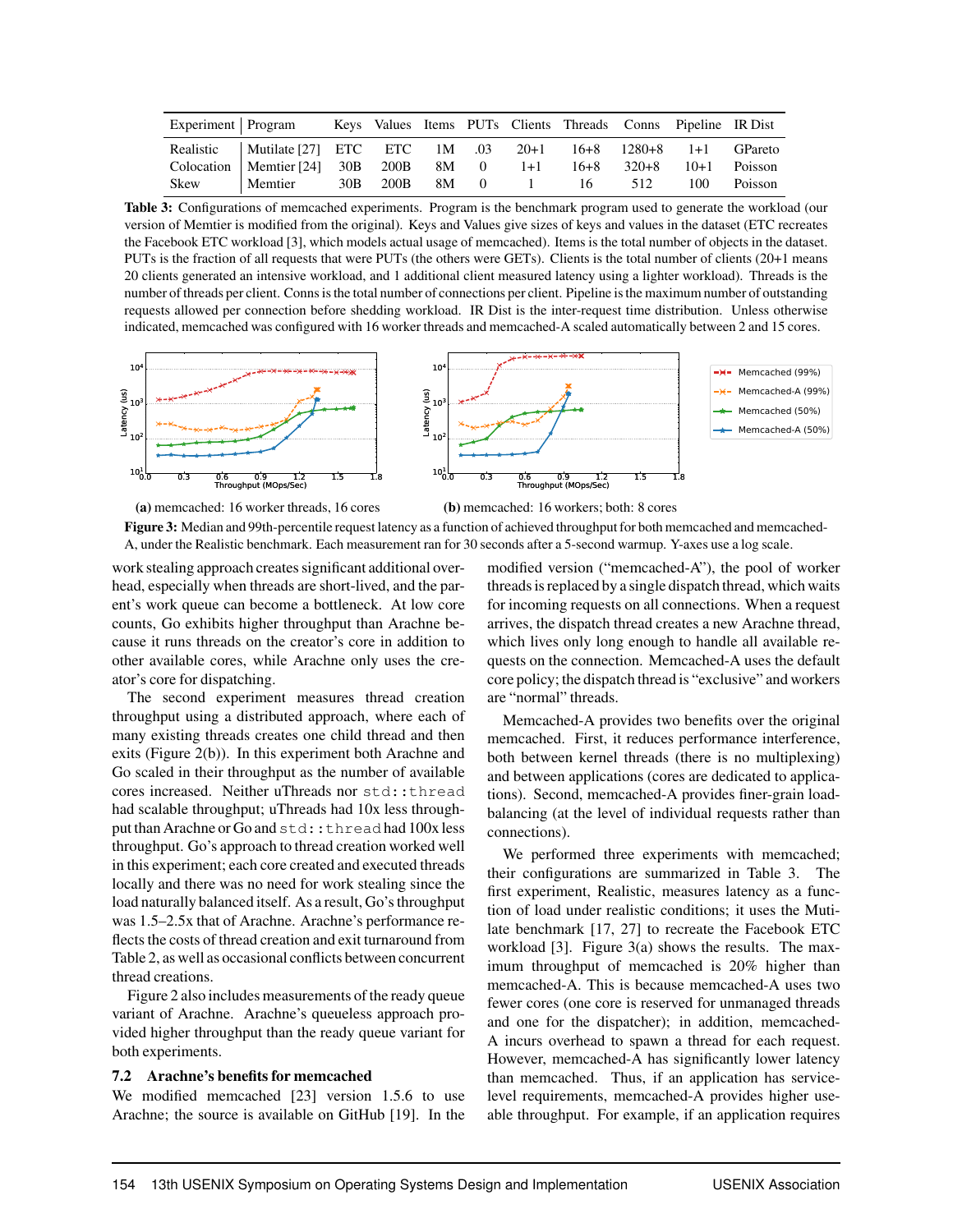| Experiment | Program | Keys | Values | Items | PUTs | Clients | Threads | Conns | Pipeline | IR Dist |
|---|---|---|---|---|---|---|---|---|---|---|
| Realistic | Mutilate [27] | ETC | ETC | 1M | .03 | 20+1 | 16+8 | 1280+8 | 1+1 | GPareto |
| Colocation | Memtier [24] | 30B | 200B | 8M | 0 | 1+1 | 16+8 | 320+8 | 10+1 | Poisson |
| Skew | Memtier | 30B | 200B | 8M | 0 | 1 | 16 | 512 | 100 | Poisson |

**Table 3:** Configurations of memcached experiments. Program is the benchmark program used to generate the workload (our version of Memtier is modified from the original). Keys and Values give sizes of keys and values in the dataset (ETC recreates the Facebook ETC workload [3], which models actual usage of memcached). Items is the total number of objects in the dataset. PUTs is the fraction of all requests that were PUTs (the others were GETs). Clients is the total number of clients (20+1 means 20 clients generated an intensive workload, and 1 additional client measured latency using a lighter workload). Threads is the number of threads per client. Conns is the total number of connections per client. Pipeline is the maximum number of outstanding requests allowed per connection before shedding workload. IR Dist is the inter-request time distribution. Unless otherwise indicated, memcached was configured with 16 worker threads and memcached-A scaled automatically between 2 and 15 cores.

(a) memcached: 16 worker threads, 16 cores

(b) memcached: 16 workers; both: 8 cores

**Figure 3:** Median and 99th-percentile request latency as a function of achieved throughput for both memcached and memcached-A, under the Realistic benchmark. Each measurement ran for 30 seconds after a 5-second warmup. Y-axes use a log scale.

work stealing approach creates significant additional overhead, especially when threads are short-lived, and the parent's work queue can become a bottleneck. At low core counts, Go exhibits higher throughput than Arachne because it runs threads on the creator's core in addition to other available cores, while Arachne only uses the creator's core for dispatching.

The second experiment measures thread creation throughput using a distributed approach, where each of many existing threads creates one child thread and then exits (Figure 2(b)). In this experiment both Arachne and Go scaled in their throughput as the number of available cores increased. Neither uThreads nor `std::thread` had scalable throughput; uThreads had 10x less throughput than Arachne or Go and `std::thread` had 100x less throughput. Go's approach to thread creation worked well in this experiment; each core created and executed threads locally and there was no need for work stealing since the load naturally balanced itself. As a result, Go's throughput was 1.5–2.5x that of Arachne. Arachne's performance reflects the costs of thread creation and exit turnaround from Table 2, as well as occasional conflicts between concurrent thread creations.

Figure 2 also includes measurements of the ready queue variant of Arachne. Arachne's queueless approach provided higher throughput than the ready queue variant for both experiments.

## 7.2 Arachne's benefits for memcached

We modified memcached [23] version 1.5.6 to use Arachne; the source is available on GitHub [19]. In the modified version ("memcached-A"), the pool of worker threads is replaced by a single dispatch thread, which waits for incoming requests on all connections. When a request arrives, the dispatch thread creates a new Arachne thread, which lives only long enough to handle all available requests on the connection. Memcached-A uses the default core policy; the dispatch thread is "exclusive" and workers are "normal" threads.

Memcached-A provides two benefits over the original memcached. First, it reduces performance interference, both between kernel threads (there is no multiplexing) and between applications (cores are dedicated to applications). Second, memcached-A provides finer-grain load-balancing (at the level of individual requests rather than connections).

We performed three experiments with memcached; their configurations are summarized in Table 3. The first experiment, Realistic, measures latency as a function of load under realistic conditions; it uses the Mutilate benchmark [17, 27] to recreate the Facebook ETC workload [3]. Figure 3(a) shows the results. The maximum throughput of memcached is 20% higher than memcached-A. This is because memcached-A uses two fewer cores (one core is reserved for unmanaged threads and one for the dispatcher); in addition, memcached-A incurs overhead to spawn a thread for each request. However, memcached-A has significantly lower latency than memcached. Thus, if an application has service-level requirements, memcached-A provides higher useable throughput. For example, if an application requires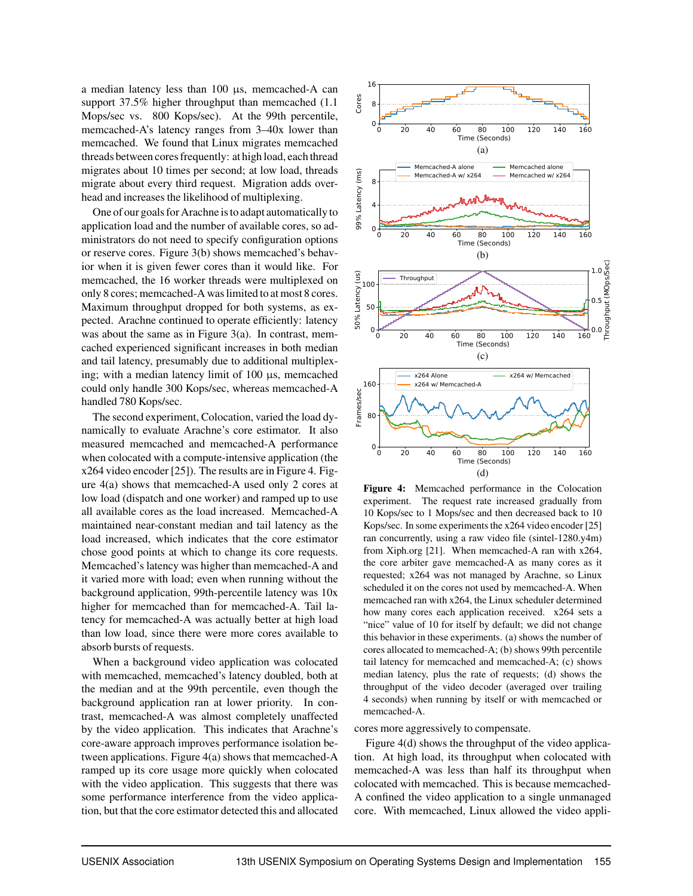a median latency less than 100 µs, memcached-A can support 37.5% higher throughput than memcached (1.1 Mops/sec vs. 800 Kops/sec). At the 99th percentile, memcached-A's latency ranges from 3–40x lower than memcached. We found that Linux migrates memcached threads between cores frequently: at high load, each thread migrates about 10 times per second; at low load, threads migrate about every third request. Migration adds overhead and increases the likelihood of multiplexing.

One of our goals for Arachne is to adapt automatically to application load and the number of available cores, so administrators do not need to specify configuration options or reserve cores. Figure 3(b) shows memcached's behavior when it is given fewer cores than it would like. For memcached, the 16 worker threads were multiplexed on only 8 cores; memcached-A was limited to at most 8 cores. Maximum throughput dropped for both systems, as expected. Arachne continued to operate efficiently: latency was about the same as in Figure 3(a). In contrast, memcached experienced significant increases in both median and tail latency, presumably due to additional multiplexing; with a median latency limit of 100 µs, memcached could only handle 300 Kops/sec, whereas memcached-A handled 780 Kops/sec.

The second experiment, Colocation, varied the load dynamically to evaluate Arachne's core estimator. It also measured memcached and memcached-A performance when colocated with a compute-intensive application (the x264 video encoder [25]). The results are in Figure 4. Figure 4(a) shows that memcached-A used only 2 cores at low load (dispatch and one worker) and ramped up to use all available cores as the load increased. Memcached-A maintained near-constant median and tail latency as the load increased, which indicates that the core estimator chose good points at which to change its core requests. Memcached's latency was higher than memcached-A and it varied more with load; even when running without the background application, 99th-percentile latency was 10x higher for memcached than for memcached-A. Tail latency for memcached-A was actually better at high load than low load, since there were more cores available to absorb bursts of requests.

When a background video application was colocated with memcached, memcached's latency doubled, both at the median and at the 99th percentile, even though the background application ran at lower priority. In contrast, memcached-A was almost completely unaffected by the video application. This indicates that Arachne's core-aware approach improves performance isolation between applications. Figure 4(a) shows that memcached-A ramped up its core usage more quickly when colocated with the video application. This suggests that there was some performance interference from the video application, but that the core estimator detected this and allocated cores more aggressively to compensate.

**Figure 4:** Memcached performance in the Colocation experiment. The request rate increased gradually from 10 Kops/sec to 1 Mops/sec and then decreased back to 10 Kops/sec. In some experiments the x264 video encoder [25] ran concurrently, using a raw video file (sintel-1280.y4m) from Xiph.org [21]. When memcached-A ran with x264, the core arbiter gave memcached-A as many cores as it requested; x264 was not managed by Arachne, so Linux scheduled it on the cores not used by memcached-A. When memcached ran with x264, the Linux scheduler determined how many cores each application received. x264 sets a "nice" value of 10 for itself by default; we did not change this behavior in these experiments. (a) shows the number of cores allocated to memcached-A; (b) shows 99th percentile tail latency for memcached and memcached-A; (c) shows median latency, plus the rate of requests; (d) shows the throughput of the video decoder (averaged over trailing 4 seconds) when running by itself or with memcached or memcached-A.

Figure 4(d) shows the throughput of the video application. At high load, its throughput when colocated with memcached-A was less than half its throughput when colocated with memcached. This is because memcached-A confined the video application to a single unmanaged core. With memcached, Linux allowed the video appli-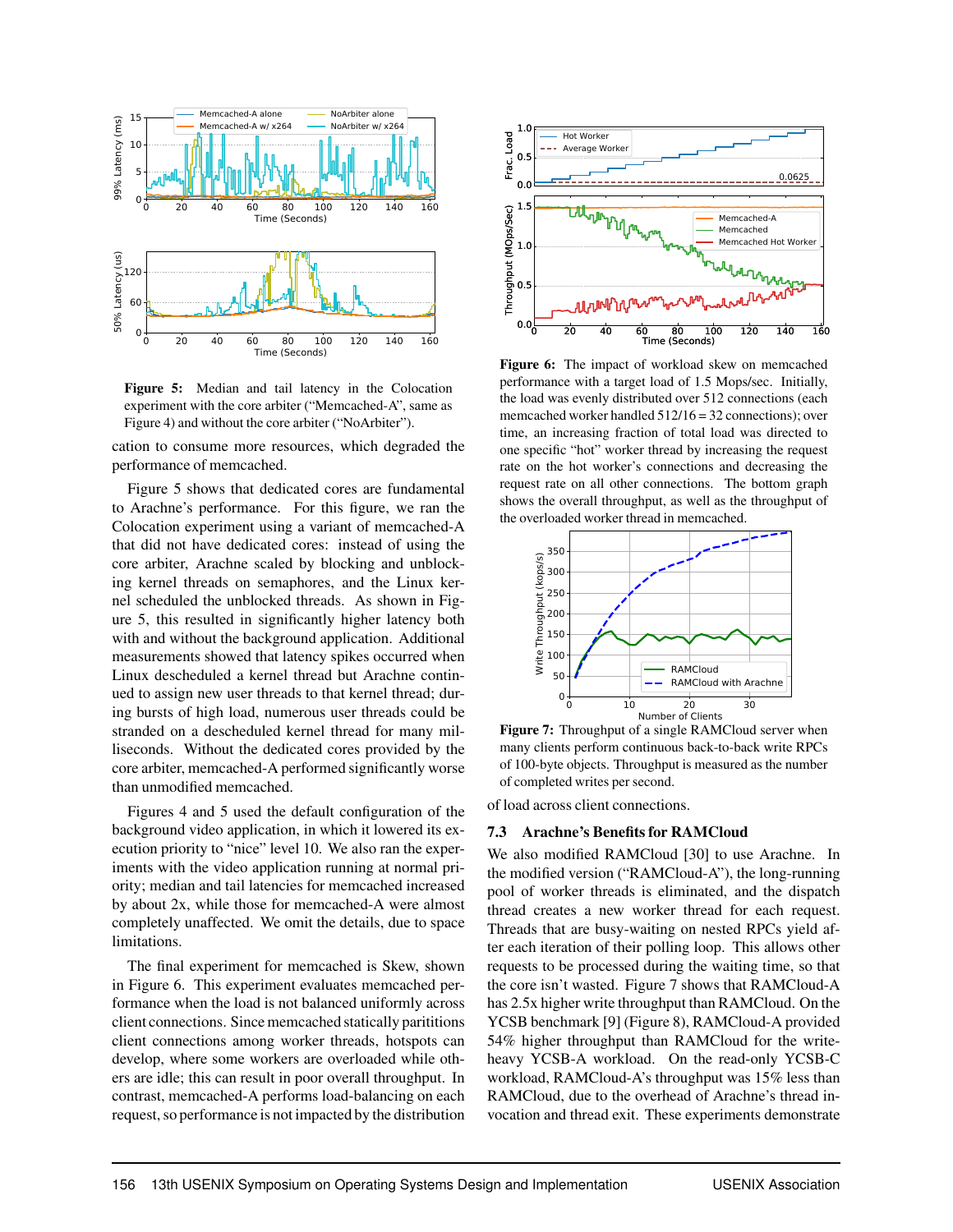Figure 5: Median and tail latency in the Colocation experiment with the core arbiter ("Memcached-A", same as Figure 4) and without the core arbiter ("NoArbiter").

cation to consume more resources, which degraded the performance of memcached.

Figure 5 shows that dedicated cores are fundamental to Arachne's performance. For this figure, we ran the Colocation experiment using a variant of memcached-A that did not have dedicated cores: instead of using the core arbiter, Arachne scaled by blocking and unblocking kernel threads on semaphores, and the Linux kernel scheduled the unblocked threads. As shown in Figure 5, this resulted in significantly higher latency both with and without the background application. Additional measurements showed that latency spikes occurred when Linux descheduled a kernel thread but Arachne continued to assign new user threads to that kernel thread; during bursts of high load, numerous user threads could be stranded on a descheduled kernel thread for many milliseconds. Without the dedicated cores provided by the core arbiter, memcached-A performed significantly worse than unmodified memcached.

Figures 4 and 5 used the default configuration of the background video application, in which it lowered its execution priority to "nice" level 10. We also ran the experiments with the video application running at normal priority; median and tail latencies for memcached increased by about 2x, while those for memcached-A were almost completely unaffected. We omit the details, due to space limitations.

The final experiment for memcached is Skew, shown in Figure 6. This experiment evaluates memcached performance when the load is not balanced uniformly across client connections. Since memcached statically paritions client connections among worker threads, hotspots can develop, where some workers are overloaded while others are idle; this can result in poor overall throughput. In contrast, memcached-A performs load-balancing on each request, so performance is not impacted by the distribution of load across client connections.

Figure 6: The impact of workload skew on memcached performance with a target load of 1.5 Mops/sec. Initially, the load was evenly distributed over 512 connections (each memcached worker handled 512/16 = 32 connections); over time, an increasing fraction of total load was directed to one specific "hot" worker thread by increasing the request rate on the hot worker's connections and decreasing the request rate on all other connections. The bottom graph shows the overall throughput, as well as the throughput of the overloaded worker thread in memcached.

Figure 7: Throughput of a single RAMCloud server when many clients perform continuous back-to-back write RPCs of 100-byte objects. Throughput is measured as the number of completed writes per second.

### 7.3 Arachne's Benefits for RAMCloud

We also modified RAMCloud [30] to use Arachne. In the modified version ("RAMCloud-A"), the long-running pool of worker threads is eliminated, and the dispatch thread creates a new worker thread for each request. Threads that are busy-waiting on nested RPCs yield after each iteration of their polling loop. This allows other requests to be processed during the waiting time, so that the core isn't wasted. Figure 7 shows that RAMCloud-A has 2.5x higher write throughput than RAMCloud. On the YCSB benchmark [9] (Figure 8), RAMCloud-A provided 54% higher throughput than RAMCloud for the write-heavy YCSB-A workload. On the read-only YCSB-C workload, RAMCloud-A's throughput was 15% less than RAMCloud, due to the overhead of Arachne's thread invocation and thread exit. These experiments demonstrate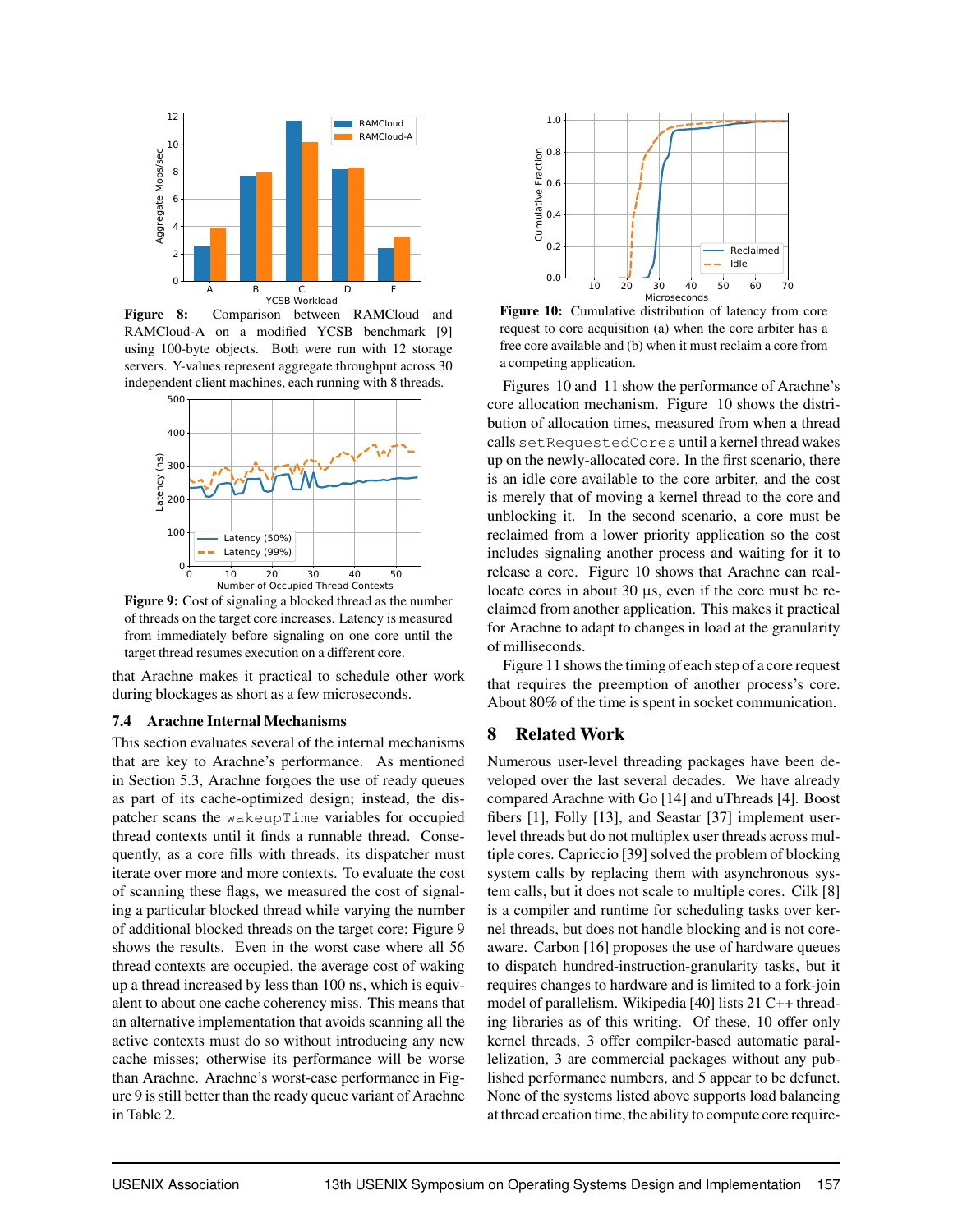**Figure 8:** Comparison between RAMCloud and RAMCloud-A on a modified YCSB benchmark [9] using 100-byte objects. Both were run with 12 storage servers. Y-values represent aggregate throughput across 30 independent client machines, each running with 8 threads.

**Figure 9:** Cost of signaling a blocked thread as the number of threads on the target core increases. Latency is measured from immediately before signaling on one core until the target thread resumes execution on a different core.

that Arachne makes it practical to schedule other work during blockages as short as a few microseconds.

### 7.4 Arachne Internal Mechanisms

This section evaluates several of the internal mechanisms that are key to Arachne's performance. As mentioned in Section 5.3, Arachne forgoes the use of ready queues as part of its cache-optimized design; instead, the dispatcher scans the `wakeupTime` variables for occupied thread contexts until it finds a runnable thread. Consequently, as a core fills with threads, its dispatcher must iterate over more and more contexts. To evaluate the cost of scanning these flags, we measured the cost of signaling a particular blocked thread while varying the number of additional blocked threads on the target core; Figure 9 shows the results. Even in the worst case where all 56 thread contexts are occupied, the average cost of waking up a thread increased by less than 100 ns, which is equivalent to about one cache coherency miss. This means that an alternative implementation that avoids scanning all the active contexts must do so without introducing any new cache misses; otherwise its performance will be worse than Arachne. Arachne's worst-case performance in Figure 9 is still better than the ready queue variant of Arachne in Table 2.

**Figure 10:** Cumulative distribution of latency from core request to core acquisition (a) when the core arbiter has a free core available and (b) when it must reclaim a core from a competing application.

Figures 10 and 11 show the performance of Arachne's core allocation mechanism. Figure 10 shows the distribution of allocation times, measured from when a thread calls `setRequestedCores` until a kernel thread wakes up on the newly-allocated core. In the first scenario, there is an idle core available to the core arbiter, and the cost is merely that of moving a kernel thread to the core and unblocking it. In the second scenario, a core must be reclaimed from a lower priority application so the cost includes signaling another process and waiting for it to release a core. Figure 10 shows that Arachne can reallocate cores in about 30 µs, even if the core must be reclaimed from another application. This makes it practical for Arachne to adapt to changes in load at the granularity of milliseconds.

Figure 11 shows the timing of each step of a core request that requires the preemption of another process's core. About 80% of the time is spent in socket communication.

## 8 Related Work

Numerous user-level threading packages have been developed over the last several decades. We have already compared Arachne with Go [14] and uThreads [4]. Boost fibers [1], Folly [13], and Seastar [37] implement user-level threads but do not multiplex user threads across multiple cores. Capriccio [39] solved the problem of blocking system calls by replacing them with asynchronous system calls, but it does not scale to multiple cores. Cilk [8] is a compiler and runtime for scheduling tasks over kernel threads, but does not handle blocking and is not core-aware. Carbon [16] proposes the use of hardware queues to dispatch hundred-instruction-granularity tasks, but it requires changes to hardware and is limited to a fork-join model of parallelism. Wikipedia [40] lists 21 C++ threading libraries as of this writing. Of these, 10 offer only kernel threads, 3 offer compiler-based automatic parallelization, 3 are commercial packages without any published performance numbers, and 5 appear to be defunct. None of the systems listed above supports load balancing at thread creation time, the ability to compute core require-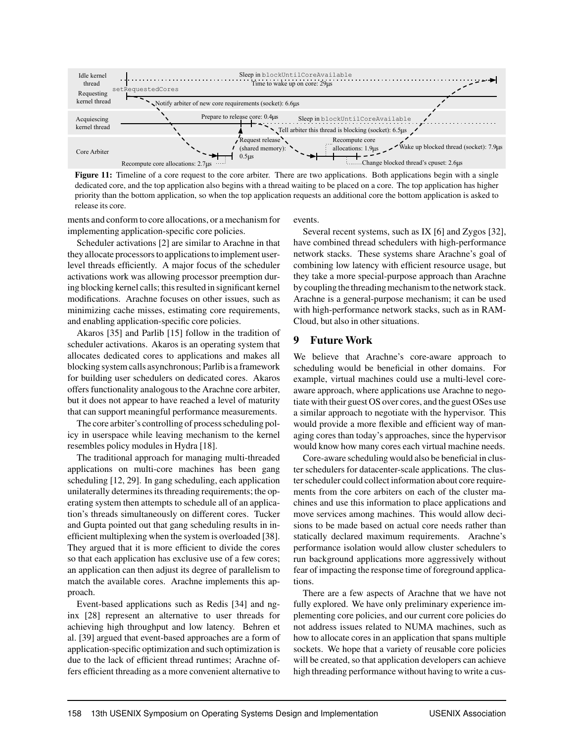**Figure 11:** Timeline of a core request to the core arbiter. There are two applications. Both applications begin with a single dedicated core, and the top application also begins with a thread waiting to be placed on a core. The top application has higher priority than the bottom application, so when the top application requests an additional core the bottom application is asked to release its core.

ments and conform to core allocations, or a mechanism for implementing application-specific core policies.

Scheduler activations [2] are similar to Arachne in that they allocate processors to applications to implement user-level threads efficiently. A major focus of the scheduler activations work was allowing processor preemption during blocking kernel calls; this resulted in significant kernel modifications. Arachne focuses on other issues, such as minimizing cache misses, estimating core requirements, and enabling application-specific core policies.

Akaros [35] and Parlib [15] follow in the tradition of scheduler activations. Akaros is an operating system that allocates dedicated cores to applications and makes all blocking system calls asynchronous; Parlib is a framework for building user schedulers on dedicated cores. Akaros offers functionality analogous to the Arachne core arbiter, but it does not appear to have reached a level of maturity that can support meaningful performance measurements.

The core arbiter's controlling of process scheduling policy in userspace while leaving mechanism to the kernel resembles policy modules in Hydra [18].

The traditional approach for managing multi-threaded applications on multi-core machines has been gang scheduling [12, 29]. In gang scheduling, each application unilaterally determines its threading requirements; the operating system then attempts to schedule all of an application's threads simultaneously on different cores. Tucker and Gupta pointed out that gang scheduling results in inefficient multiplexing when the system is overloaded [38]. They argued that it is more efficient to divide the cores so that each application has exclusive use of a few cores; an application can then adjust its degree of parallelism to match the available cores. Arachne implements this approach.

Event-based applications such as Redis [34] and nginx [28] represent an alternative to user threads for achieving high throughput and low latency. Behren et al. [39] argued that event-based approaches are a form of application-specific optimization and such optimization is due to the lack of efficient thread runtimes; Arachne offers efficient threading as a more convenient alternative to events.

Several recent systems, such as IX [6] and Zygos [32], have combined thread schedulers with high-performance network stacks. These systems share Arachne's goal of combining low latency with efficient resource usage, but they take a more special-purpose approach than Arachne by coupling the threading mechanism to the network stack. Arachne is a general-purpose mechanism; it can be used with high-performance network stacks, such as in RAMCloud, but also in other situations.

## 9 Future Work

We believe that Arachne's core-aware approach to scheduling would be beneficial in other domains. For example, virtual machines could use a multi-level core-aware approach, where applications use Arachne to negotiate with their guest OS over cores, and the guest OSes use a similar approach to negotiate with the hypervisor. This would provide a more flexible and efficient way of managing cores than today's approaches, since the hypervisor would know how many cores each virtual machine needs.

Core-aware scheduling would also be beneficial in cluster schedulers for datacenter-scale applications. The cluster scheduler could collect information about core requirements from the core arbiters on each of the cluster machines and use this information to place applications and move services among machines. This would allow decisions to be made based on actual core needs rather than statically declared maximum requirements. Arachne's performance isolation would allow cluster schedulers to run background applications more aggressively without fear of impacting the response time of foreground applications.

There are a few aspects of Arachne that we have not fully explored. We have only preliminary experience implementing core policies, and our current core policies do not address issues related to NUMA machines, such as how to allocate cores in an application that spans multiple sockets. We hope that a variety of reusable core policies will be created, so that application developers can achieve high threading performance without having to write a cus-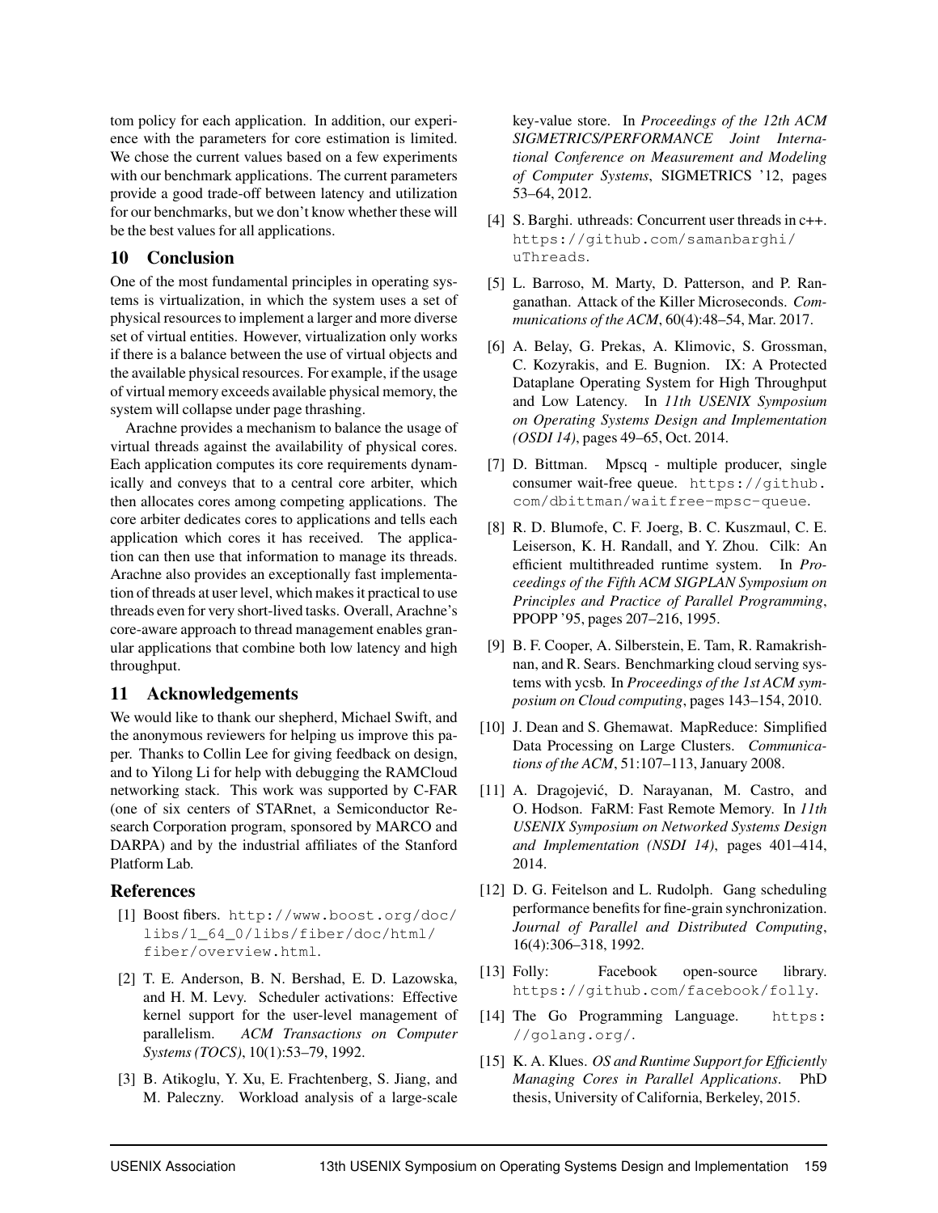tom policy for each application. In addition, our experience with the parameters for core estimation is limited. We chose the current values based on a few experiments with our benchmark applications. The current parameters provide a good trade-off between latency and utilization for our benchmarks, but we don't know whether these will be the best values for all applications.

## 10 Conclusion

One of the most fundamental principles in operating systems is virtualization, in which the system uses a set of physical resources to implement a larger and more diverse set of virtual entities. However, virtualization only works if there is a balance between the use of virtual objects and the available physical resources. For example, if the usage of virtual memory exceeds available physical memory, the system will collapse under page thrashing.

Arachne provides a mechanism to balance the usage of virtual threads against the availability of physical cores. Each application computes its core requirements dynamically and conveys that to a central core arbiter, which then allocates cores among competing applications. The core arbiter dedicates cores to applications and tells each application which cores it has received. The application can then use that information to manage its threads. Arachne also provides an exceptionally fast implementation of threads at user level, which makes it practical to use threads even for very short-lived tasks. Overall, Arachne's core-aware approach to thread management enables granular applications that combine both low latency and high throughput.

## 11 Acknowledgements

We would like to thank our shepherd, Michael Swift, and the anonymous reviewers for helping us improve this paper. Thanks to Collin Lee for giving feedback on design, and to Yilong Li for help with debugging the RAMCloud networking stack. This work was supported by C-FAR (one of six centers of STARnet, a Semiconductor Research Corporation program, sponsored by MARCO and DARPA) and by the industrial affiliates of the Stanford Platform Lab.

## References

[1] Boost fibers. http://www.boost.org/doc/libs/1_64_0/libs/fiber/doc/html/fiber/overview.html.

[2] T. E. Anderson, B. N. Bershad, E. D. Lazowska, and H. M. Levy. Scheduler activations: Effective kernel support for the user-level management of parallelism. *ACM Transactions on Computer Systems (TOCS)*, 10(1):53–79, 1992.

[3] B. Atikoglu, Y. Xu, E. Frachtenberg, S. Jiang, and M. Paleczny. Workload analysis of a large-scale key-value store. In *Proceedings of the 12th ACM SIGMETRICS/PERFORMANCE Joint International Conference on Measurement and Modeling of Computer Systems*, SIGMETRICS '12, pages 53–64, 2012.

[4] S. Barghi. uthreads: Concurrent user threads in c++. https://github.com/samanbarghi/uThreads.

[5] L. Barroso, M. Marty, D. Patterson, and P. Ranganathan. Attack of the Killer Microseconds. *Communications of the ACM*, 60(4):48–54, Mar. 2017.

[6] A. Belay, G. Prekas, A. Klimovic, S. Grossman, C. Kozyrakis, and E. Bugnion. IX: A Protected Dataplane Operating System for High Throughput and Low Latency. In *11th USENIX Symposium on Operating Systems Design and Implementation (OSDI 14)*, pages 49–65, Oct. 2014.

[7] D. Bittman. Mpscq - multiple producer, single consumer wait-free queue. https://github.com/dbittman/waitfree-mpsc-queue.

[8] R. D. Blumofe, C. F. Joerg, B. C. Kuszmaul, C. E. Leiserson, K. H. Randall, and Y. Zhou. Cilk: An efficient multithreaded runtime system. In *Proceedings of the Fifth ACM SIGPLAN Symposium on Principles and Practice of Parallel Programming*, PPOPP '95, pages 207–216, 1995.

[9] B. F. Cooper, A. Silberstein, E. Tam, R. Ramakrishnan, and R. Sears. Benchmarking cloud serving systems with ycsb. In *Proceedings of the 1st ACM symposium on Cloud computing*, pages 143–154, 2010.

[10] J. Dean and S. Ghemawat. MapReduce: Simplified Data Processing on Large Clusters. *Communications of the ACM*, 51:107–113, January 2008.

[11] A. Dragojević, D. Narayanan, M. Castro, and O. Hodson. FaRM: Fast Remote Memory. In *11th USENIX Symposium on Networked Systems Design and Implementation (NSDI 14)*, pages 401–414, 2014.

[12] D. G. Feitelson and L. Rudolph. Gang scheduling performance benefits for fine-grain synchronization. *Journal of Parallel and Distributed Computing*, 16(4):306–318, 1992.

[13] Folly: Facebook open-source library. https://github.com/facebook/folly.

[14] The Go Programming Language. https://golang.org/.

[15] K. A. Klues. *OS and Runtime Support for Efficiently Managing Cores in Parallel Applications*. PhD thesis, University of California, Berkeley, 2015.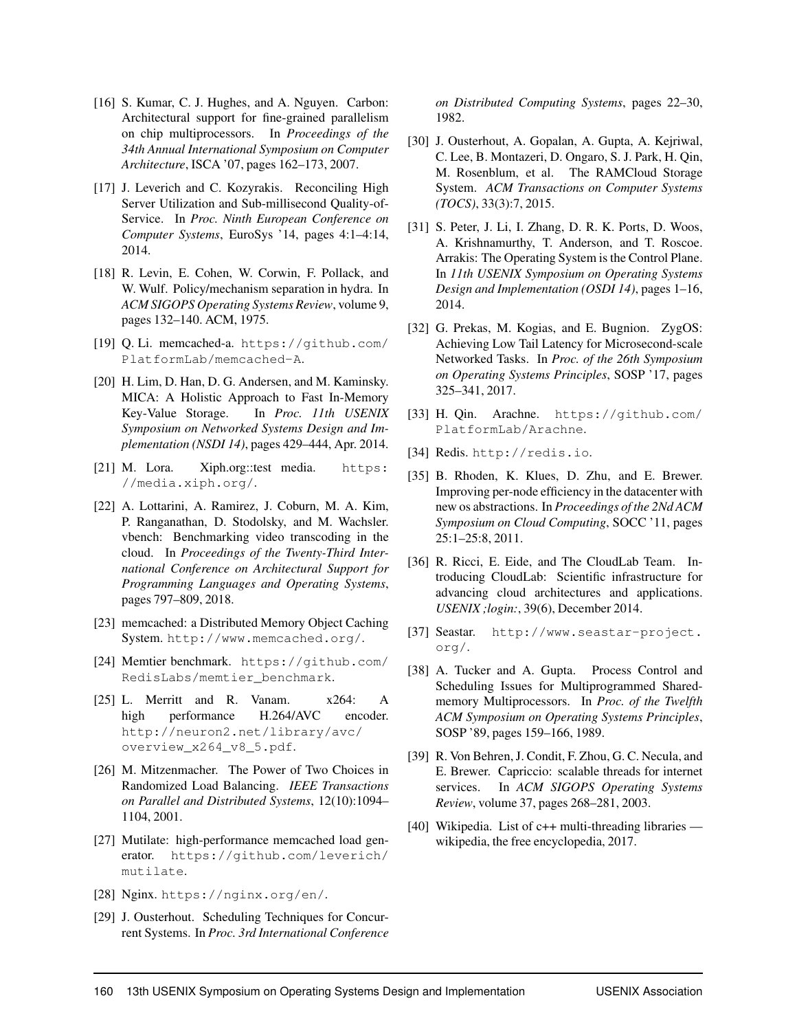[16] S. Kumar, C. J. Hughes, and A. Nguyen. Carbon: Architectural support for fine-grained parallelism on chip multiprocessors. In *Proceedings of the 34th Annual International Symposium on Computer Architecture*, ISCA '07, pages 162–173, 2007.

[17] J. Leverich and C. Kozyrakis. Reconciling High Server Utilization and Sub-millisecond Quality-of-Service. In *Proc. Ninth European Conference on Computer Systems*, EuroSys '14, pages 4:1–4:14, 2014.

[18] R. Levin, E. Cohen, W. Corwin, F. Pollack, and W. Wulf. Policy/mechanism separation in hydra. In *ACM SIGOPS Operating Systems Review*, volume 9, pages 132–140. ACM, 1975.

[19] Q. Li. memcached-a. `https://github.com/PlatformLab/memcached-A`.

[20] H. Lim, D. Han, D. G. Andersen, and M. Kaminsky. MICA: A Holistic Approach to Fast In-Memory Key-Value Storage. In *Proc. 11th USENIX Symposium on Networked Systems Design and Implementation (NSDI 14)*, pages 429–444, Apr. 2014.

[21] M. Lora. Xiph.org::test media. `https://media.xiph.org/`.

[22] A. Lottarini, A. Ramirez, J. Coburn, M. A. Kim, P. Ranganathan, D. Stodolsky, and M. Wachsler. vbench: Benchmarking video transcoding in the cloud. In *Proceedings of the Twenty-Third International Conference on Architectural Support for Programming Languages and Operating Systems*, pages 797–809, 2018.

[23] memcached: a Distributed Memory Object Caching System. `http://www.memcached.org/`.

[24] Memtier benchmark. `https://github.com/RedisLabs/memtier_benchmark`.

[25] L. Merritt and R. Vanam. x264: A high performance H.264/AVC encoder. `http://neuron2.net/library/avc/overview_x264_v8_5.pdf`.

[26] M. Mitzenmacher. The Power of Two Choices in Randomized Load Balancing. *IEEE Transactions on Parallel and Distributed Systems*, 12(10):1094–1104, 2001.

[27] Mutilate: high-performance memcached load generator. `https://github.com/leverich/mutilate`.

[28] Nginx. `https://nginx.org/en/`.

[29] J. Ousterhout. Scheduling Techniques for Concurrent Systems. In *Proc. 3rd International Conference on Distributed Computing Systems*, pages 22–30, 1982.

[30] J. Ousterhout, A. Gopalan, A. Gupta, A. Kejriwal, C. Lee, B. Montazeri, D. Ongaro, S. J. Park, H. Qin, M. Rosenblum, et al. The RAMCloud Storage System. *ACM Transactions on Computer Systems (TOCS)*, 33(3):7, 2015.

[31] S. Peter, J. Li, I. Zhang, D. R. K. Ports, D. Woos, A. Krishnamurthy, T. Anderson, and T. Roscoe. Arrakis: The Operating System is the Control Plane. In *11th USENIX Symposium on Operating Systems Design and Implementation (OSDI 14)*, pages 1–16, 2014.

[32] G. Prekas, M. Kogias, and E. Bugnion. ZygOS: Achieving Low Tail Latency for Microsecond-scale Networked Tasks. In *Proc. of the 26th Symposium on Operating Systems Principles*, SOSP '17, pages 325–341, 2017.

[33] H. Qin. Arachne. `https://github.com/PlatformLab/Arachne`.

[34] Redis. `http://redis.io`.

[35] B. Rhoden, K. Klues, D. Zhu, and E. Brewer. Improving per-node efficiency in the datacenter with new os abstractions. In *Proceedings of the 2Nd ACM Symposium on Cloud Computing*, SOCC '11, pages 25:1–25:8, 2011.

[36] R. Ricci, E. Eide, and The CloudLab Team. Introducing CloudLab: Scientific infrastructure for advancing cloud architectures and applications. *USENIX ;login:*, 39(6), December 2014.

[37] Seastar. `http://www.seastar-project.org/`.

[38] A. Tucker and A. Gupta. Process Control and Scheduling Issues for Multiprogrammed Shared-memory Multiprocessors. In *Proc. of the Twelfth ACM Symposium on Operating Systems Principles*, SOSP '89, pages 159–166, 1989.

[39] R. Von Behren, J. Condit, F. Zhou, G. C. Necula, and E. Brewer. Capriccio: scalable threads for internet services. In *ACM SIGOPS Operating Systems Review*, volume 37, pages 268–281, 2003.

[40] Wikipedia. List of c++ multi-threading libraries — wikipedia, the free encyclopedia, 2017.